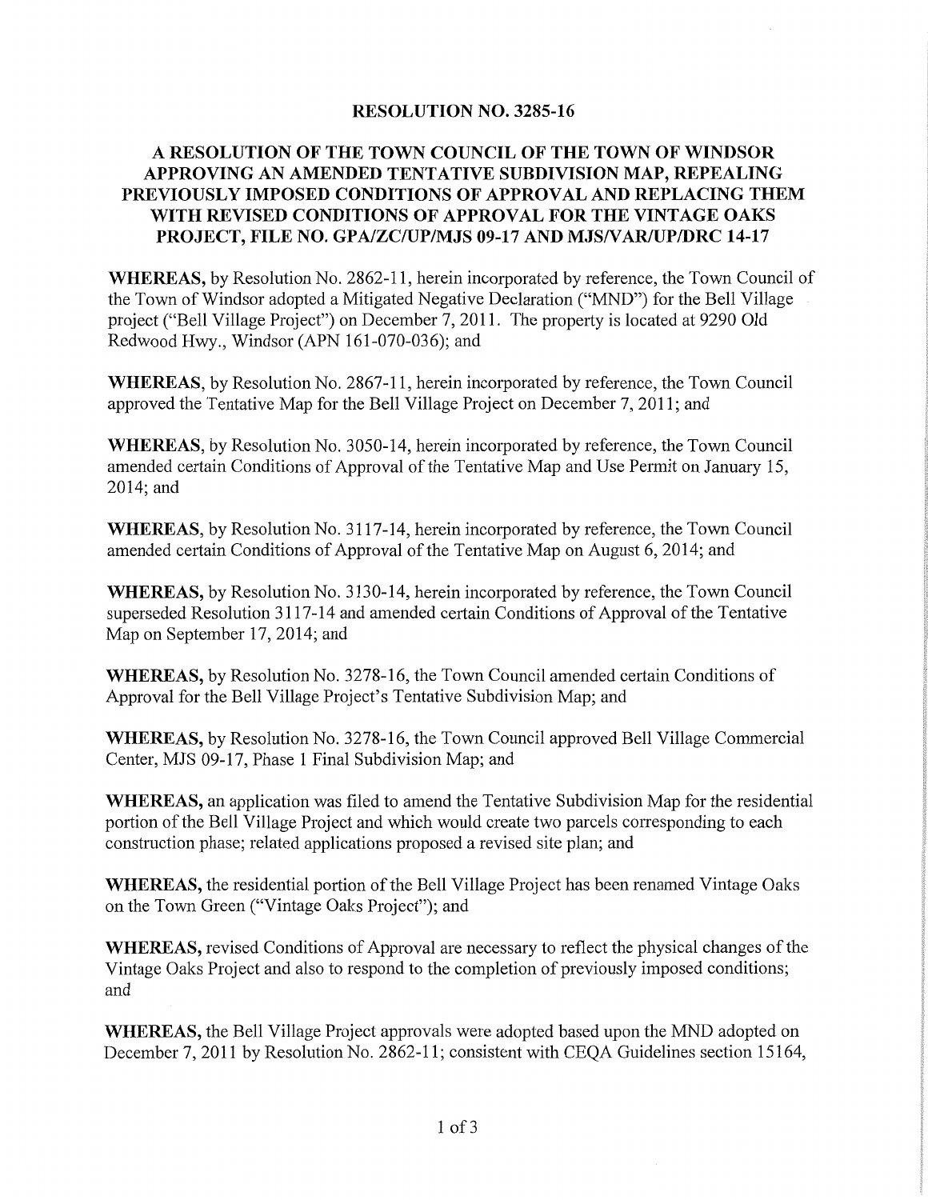# RESOLUTION NO. 3285-16

## A RESOLUTION OF THE TOWN COUNCIL OF THE TOWN OF WINDSOR APPROVING AN AMENDED TENTATIVE SUBDIVISION MAP, REPEALING PREVIOUSLY IMPOSED CONDITIONS OF APPROVAL AND REPLACING THEM WITH REVISED CONDITIONS OF APPROVAL FOR THE VINTAGE OAKS PROJECT, FILE NO. GPA/ZC/UP/MJS 09-17 AND MJS/VAR/UP/DRC 14-17

**WHEREAS,** by Resolution No. 2862-11, herein incorporated by reference, the Town Council of the Town of Windsor adopted a Mitigated Negative Declaration ("MND") for the Bell Village project ("Bell Village Project") on December 7, 2011. The property is located at 9290 Old Redwood Hwy., Windsor (APN 161-070-036); and

**WHEREAS**, by Resolution No. 2867-11, herein incorporated by reference, the Town Council approved the Tentative Map for the Bell Village Project on December 7, 2011; and

**WHEREAS**, by Resolution No. 3050-14, herein incorporated by reference, the Town Council amended certain Conditions of Approval of the Tentative Map and Use Permit on January 15, 2014; and

**WHEREAS**, by Resolution No. 3117-14, herein incorporated by reference, the Town Council amended certain Conditions of Approval of the Tentative Map on August 6, 2014; and

**WHEREAS,** by Resolution No. 3130-14, herein incorporated by reference, the Town Council superseded Resolution 3117-14 and amended certain Conditions of Approval of the Tentative Map on September 17, 2014; and

**WHEREAS,** by Resolution No. 3278-16, the Town Council amended certain Conditions of Approval for the Bell Village Project's Tentative Subdivision Map; and

**WHEREAS,** by Resolution No. 3278-16, the Town Council approved Bell Village Commercial Center, MJS 09-17, Phase 1 Final Subdivision Map; and

**WHEREAS,** an application was filed to amend the Tentative Subdivision Map for the residential portion of the Bell Village Project and which would create two parcels corresponding to each construction phase; related applications proposed a revised site plan; and

**WHEREAS,** the residential portion of the Bell Village Project has been renamed Vintage Oaks on the Town Green ("Vintage Oaks Project"); and

**WHEREAS,** revised Conditions of Approval are necessary to reflect the physical changes of the Vintage Oaks Project and also to respond to the completion of previously imposed conditions; and

**WHEREAS,** the Bell Village Project approvals were adopted based upon the MND adopted on December 7, 2011 by Resolution No. 2862-11; consistent with CEQA Guidelines section 15164,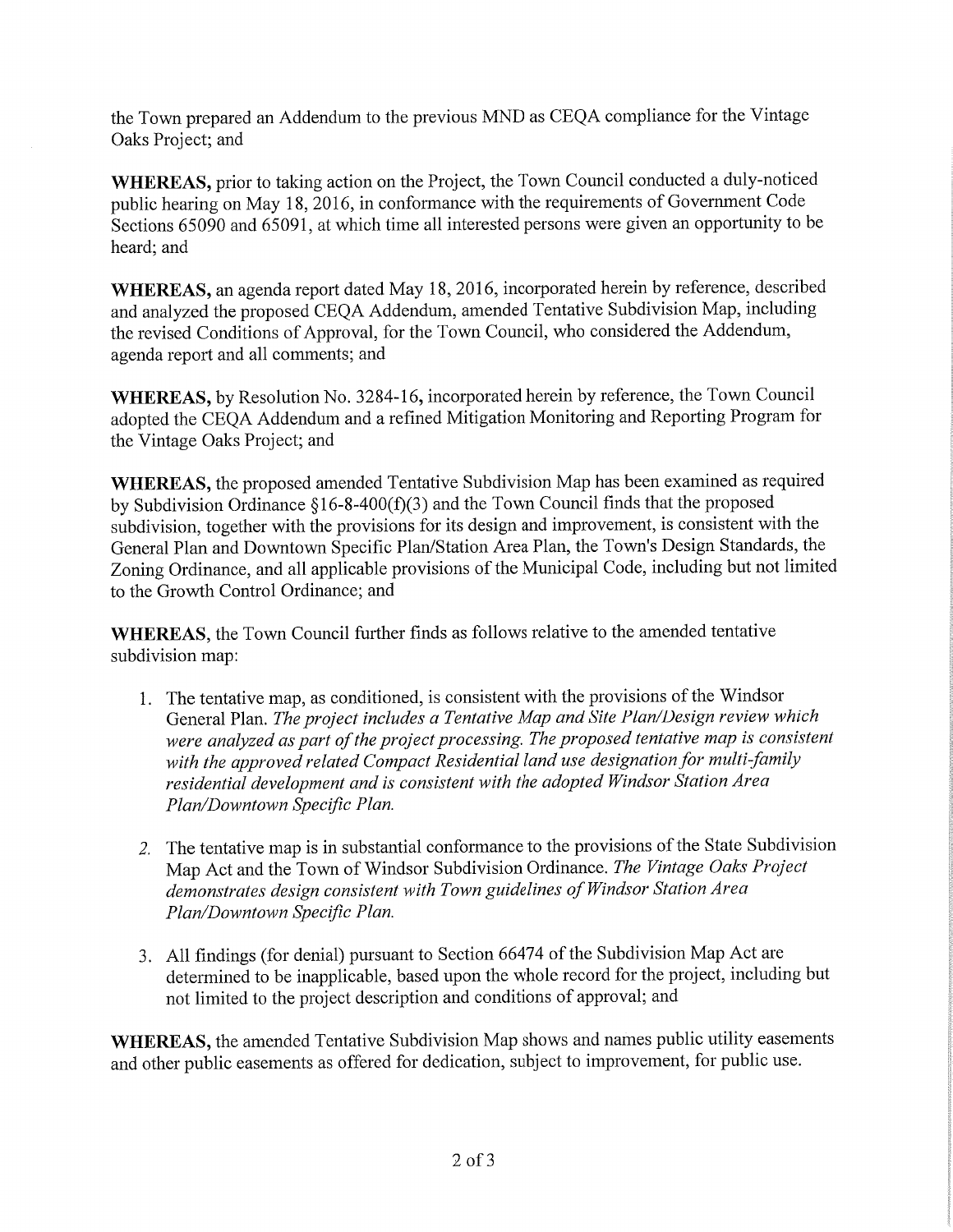the Town prepared an Addendum to the previous MND as CEQA compliance for the Vintage Oaks Project; and

**WHEREAS,** prior to taking action on the Project, the Town Council conducted a duly-noticed public hearing on May 18, 2016, in conformance with the requirements of Government Code Sections 65090 and 65091, at which time all interested persons were given an opportunity to be heard; and

**WHEREAS,** an agenda report dated May 18, 2016, incorporated herein by reference, described and analyzed the proposed CEQA Addendum, amended Tentative Subdivision Map, including the revised Conditions of Approval, for the Town Council, who considered the Addendum, agenda report and all comments; and

**WHEREAS,** by Resolution No. 3284-16, incorporated herein by reference, the Town Council adopted the CEQA Addendum and a refined Mitigation Monitoring and Reporting Program for the Vintage Oaks Project; and

**WHEREAS,** the proposed amended Tentative Subdivision Map has been examined as required by Subdivision Ordinance §16-8-400(f)(3) and the Town Council finds that the proposed subdivision, together with the provisions for its design and improvement, is consistent with the General Plan and Downtown Specific Plan/Station Area Plan, the Town's Design Standards, the Zoning Ordinance, and all applicable provisions of the Municipal Code, including but not limited to the Growth Control Ordinance; and

**WHEREAS,** the Town Council further finds as follows relative to the amended tentative subdivision map:

1. The tentative map, as conditioned, is consistent with the provisions of the Windsor General Plan. *The project includes a Tentative Map and Site Plan/Design review which were analyzed as part of the project processing. The proposed tentative map is consistent with the approved related Compact Residential land use designation for multi-family residential development and is consistent with the adopted Windsor Station Area Plan/Downtown Specific Plan.*

2. The tentative map is in substantial conformance to the provisions of the State Subdivision Map Act and the Town of Windsor Subdivision Ordinance. *The Vintage Oaks Project demonstrates design consistent with Town guidelines of Windsor Station Area Plan/Downtown Specific Plan.*

3. All findings (for denial) pursuant to Section 66474 of the Subdivision Map Act are determined to be inapplicable, based upon the whole record for the project, including but not limited to the project description and conditions of approval; and

**WHEREAS,** the amended Tentative Subdivision Map shows and names public utility easements and other public easements as offered for dedication, subject to improvement, for public use.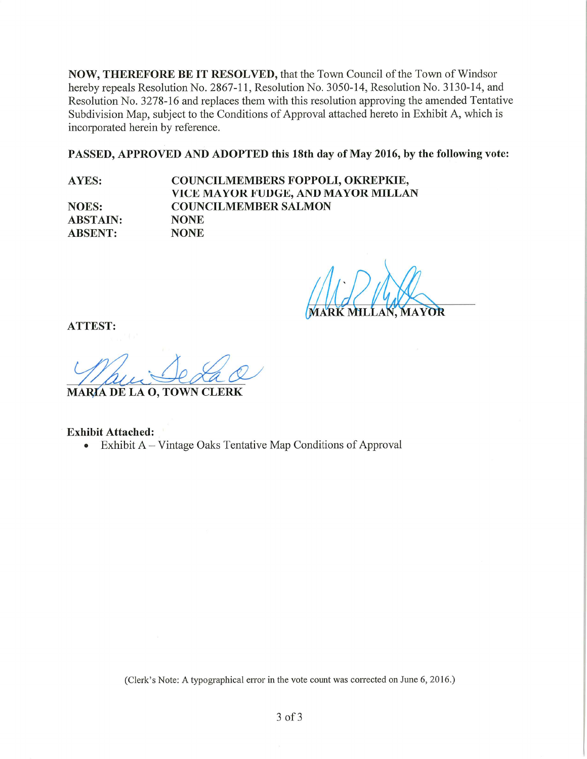**NOW, THEREFORE BE IT RESOLVED,** that the Town Council of the Town of Windsor hereby repeals Resolution No. 2867-11, Resolution No. 3050-14, Resolution No. 3130-14, and Resolution No. 3278-16 and replaces them with this resolution approving the amended Tentative Subdivision Map, subject to the Conditions of Approval attached hereto in Exhibit A, which is incorporated herein by reference.

**PASSED, APPROVED AND ADOPTED this 18th day of May 2016, by the following vote:**

| | |
|---|---|
| **AYES:** | **COUNCILMEMBERS FOPPOLI, OKREPKIE, VICE MAYOR FUDGE, AND MAYOR MILLAN** |
| **NOES:** | **COUNCILMEMBER SALMON** |
| **ABSTAIN:** | **NONE** |
| **ABSENT:** | **NONE** |

**MARK MILLAN, MAYOR**

**ATTEST:**

**MARIA DE LA O, TOWN CLERK**

**Exhibit Attached:**

- Exhibit A – Vintage Oaks Tentative Map Conditions of Approval

(Clerk's Note: A typographical error in the vote count was corrected on June 6, 2016.)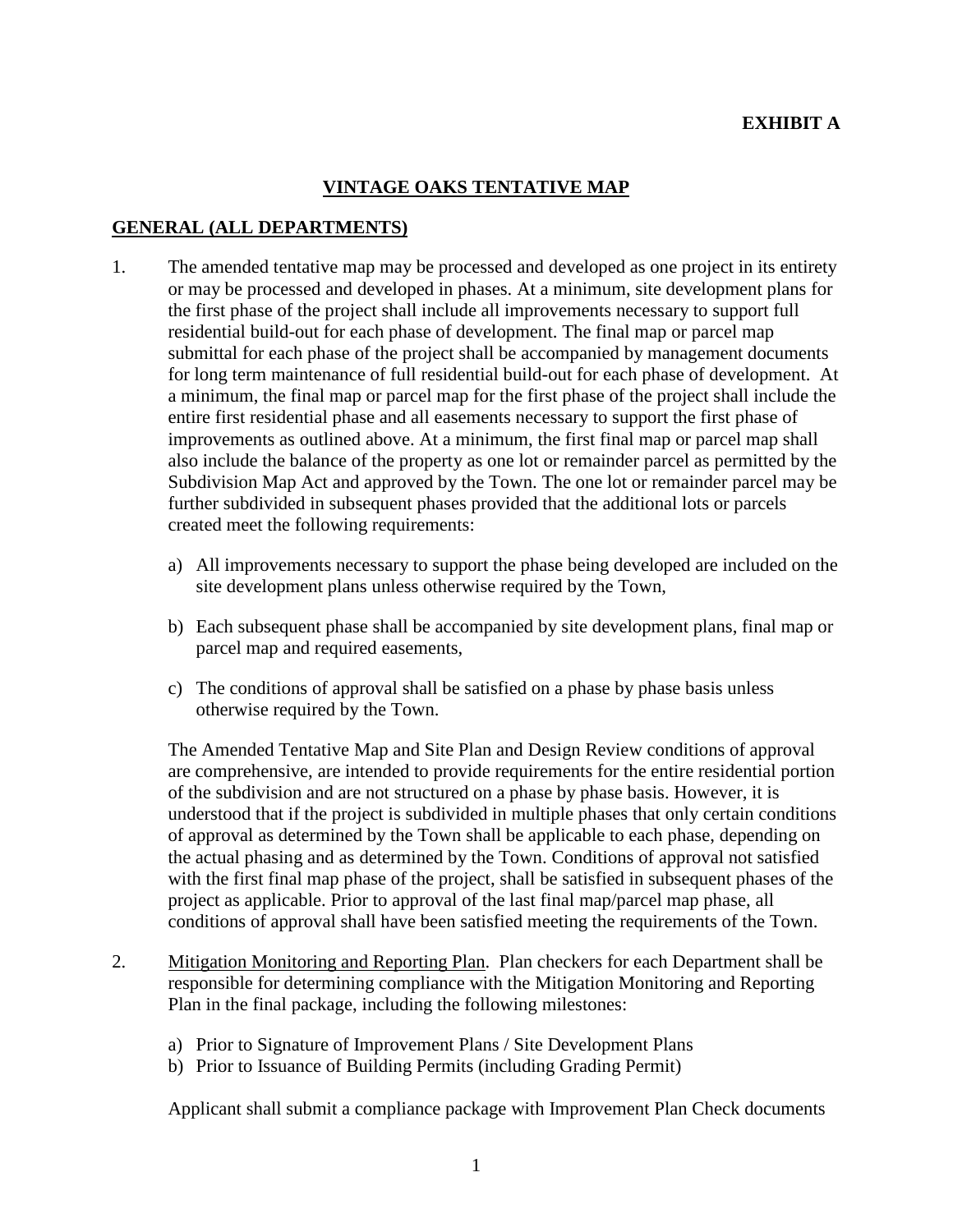**EXHIBIT A**

# VINTAGE OAKS TENTATIVE MAP

## GENERAL (ALL DEPARTMENTS)

1. The amended tentative map may be processed and developed as one project in its entirety or may be processed and developed in phases. At a minimum, site development plans for the first phase of the project shall include all improvements necessary to support full residential build-out for each phase of development. The final map or parcel map submittal for each phase of the project shall be accompanied by management documents for long term maintenance of full residential build-out for each phase of development. At a minimum, the final map or parcel map for the first phase of the project shall include the entire first residential phase and all easements necessary to support the first phase of improvements as outlined above. At a minimum, the first final map or parcel map shall also include the balance of the property as one lot or remainder parcel as permitted by the Subdivision Map Act and approved by the Town. The one lot or remainder parcel may be further subdivided in subsequent phases provided that the additional lots or parcels created meet the following requirements:

   a) All improvements necessary to support the phase being developed are included on the site development plans unless otherwise required by the Town,

   b) Each subsequent phase shall be accompanied by site development plans, final map or parcel map and required easements,

   c) The conditions of approval shall be satisfied on a phase by phase basis unless otherwise required by the Town.

   The Amended Tentative Map and Site Plan and Design Review conditions of approval are comprehensive, are intended to provide requirements for the entire residential portion of the subdivision and are not structured on a phase by phase basis. However, it is understood that if the project is subdivided in multiple phases that only certain conditions of approval as determined by the Town shall be applicable to each phase, depending on the actual phasing and as determined by the Town. Conditions of approval not satisfied with the first final map phase of the project, shall be satisfied in subsequent phases of the project as applicable. Prior to approval of the last final map/parcel map phase, all conditions of approval shall have been satisfied meeting the requirements of the Town.

2. <u>Mitigation Monitoring and Reporting Plan</u>. Plan checkers for each Department shall be responsible for determining compliance with the Mitigation Monitoring and Reporting Plan in the final package, including the following milestones:

   a) Prior to Signature of Improvement Plans / Site Development Plans
   b) Prior to Issuance of Building Permits (including Grading Permit)

   Applicant shall submit a compliance package with Improvement Plan Check documents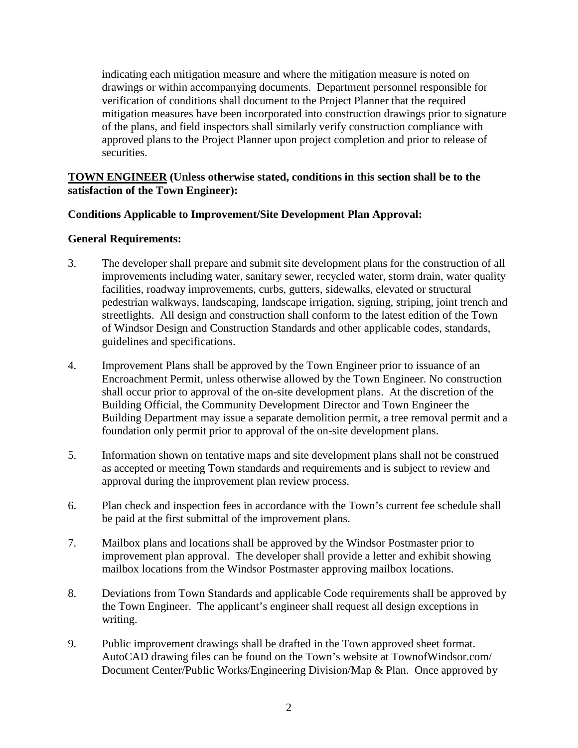indicating each mitigation measure and where the mitigation measure is noted on drawings or within accompanying documents. Department personnel responsible for verification of conditions shall document to the Project Planner that the required mitigation measures have been incorporated into construction drawings prior to signature of the plans, and field inspectors shall similarly verify construction compliance with approved plans to the Project Planner upon project completion and prior to release of securities.

**TOWN ENGINEER (Unless otherwise stated, conditions in this section shall be to the satisfaction of the Town Engineer):**

**Conditions Applicable to Improvement/Site Development Plan Approval:**

**General Requirements:**

3. The developer shall prepare and submit site development plans for the construction of all improvements including water, sanitary sewer, recycled water, storm drain, water quality facilities, roadway improvements, curbs, gutters, sidewalks, elevated or structural pedestrian walkways, landscaping, landscape irrigation, signing, striping, joint trench and streetlights. All design and construction shall conform to the latest edition of the Town of Windsor Design and Construction Standards and other applicable codes, standards, guidelines and specifications.

4. Improvement Plans shall be approved by the Town Engineer prior to issuance of an Encroachment Permit, unless otherwise allowed by the Town Engineer. No construction shall occur prior to approval of the on-site development plans. At the discretion of the Building Official, the Community Development Director and Town Engineer the Building Department may issue a separate demolition permit, a tree removal permit and a foundation only permit prior to approval of the on-site development plans.

5. Information shown on tentative maps and site development plans shall not be construed as accepted or meeting Town standards and requirements and is subject to review and approval during the improvement plan review process.

6. Plan check and inspection fees in accordance with the Town's current fee schedule shall be paid at the first submittal of the improvement plans.

7. Mailbox plans and locations shall be approved by the Windsor Postmaster prior to improvement plan approval. The developer shall provide a letter and exhibit showing mailbox locations from the Windsor Postmaster approving mailbox locations.

8. Deviations from Town Standards and applicable Code requirements shall be approved by the Town Engineer. The applicant's engineer shall request all design exceptions in writing.

9. Public improvement drawings shall be drafted in the Town approved sheet format. AutoCAD drawing files can be found on the Town's website at TownofWindsor.com/ Document Center/Public Works/Engineering Division/Map & Plan. Once approved by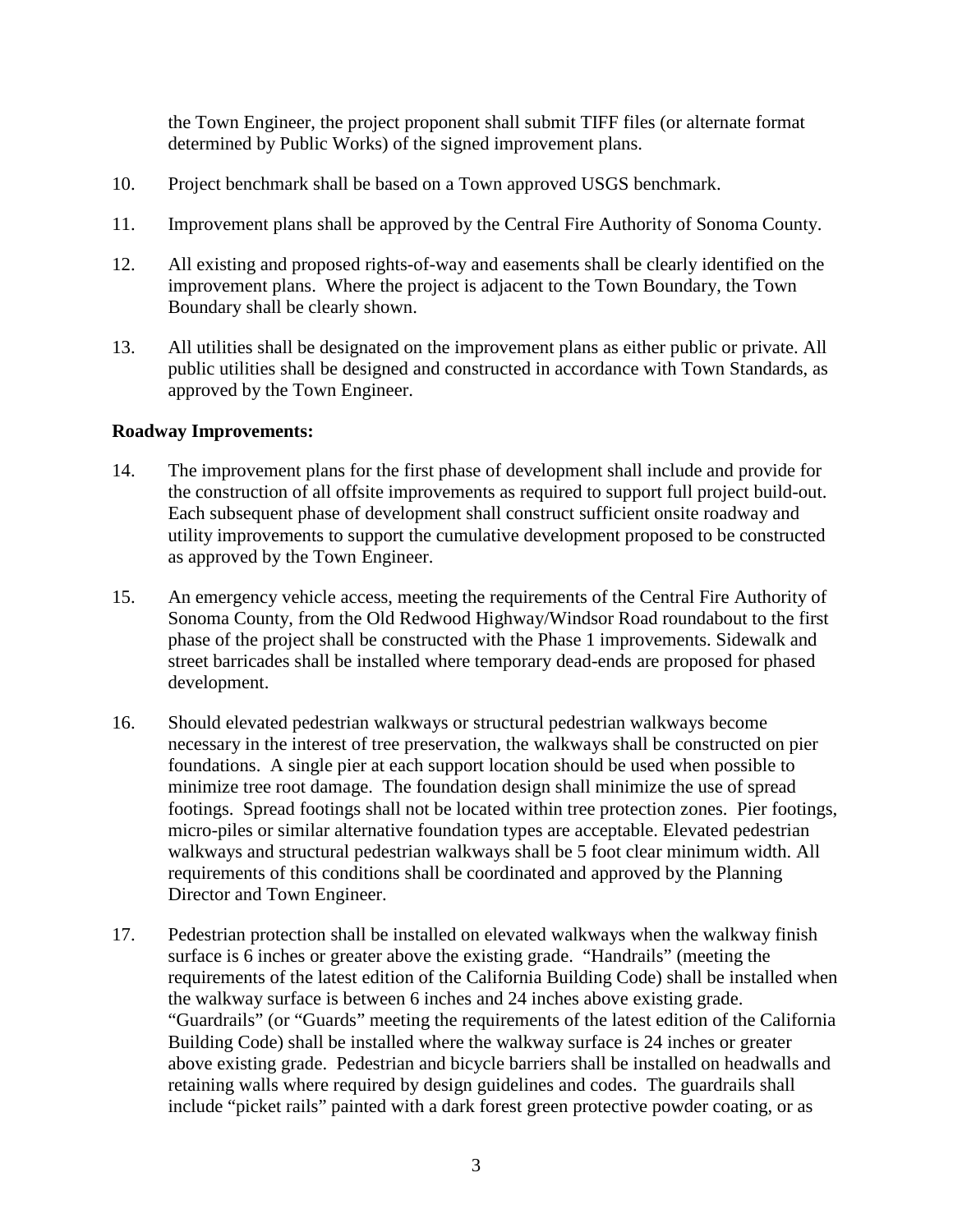the Town Engineer, the project proponent shall submit TIFF files (or alternate format determined by Public Works) of the signed improvement plans.

10. Project benchmark shall be based on a Town approved USGS benchmark.

11. Improvement plans shall be approved by the Central Fire Authority of Sonoma County.

12. All existing and proposed rights-of-way and easements shall be clearly identified on the improvement plans. Where the project is adjacent to the Town Boundary, the Town Boundary shall be clearly shown.

13. All utilities shall be designated on the improvement plans as either public or private. All public utilities shall be designed and constructed in accordance with Town Standards, as approved by the Town Engineer.

**Roadway Improvements:**

14. The improvement plans for the first phase of development shall include and provide for the construction of all offsite improvements as required to support full project build-out. Each subsequent phase of development shall construct sufficient onsite roadway and utility improvements to support the cumulative development proposed to be constructed as approved by the Town Engineer.

15. An emergency vehicle access, meeting the requirements of the Central Fire Authority of Sonoma County, from the Old Redwood Highway/Windsor Road roundabout to the first phase of the project shall be constructed with the Phase 1 improvements. Sidewalk and street barricades shall be installed where temporary dead-ends are proposed for phased development.

16. Should elevated pedestrian walkways or structural pedestrian walkways become necessary in the interest of tree preservation, the walkways shall be constructed on pier foundations. A single pier at each support location should be used when possible to minimize tree root damage. The foundation design shall minimize the use of spread footings. Spread footings shall not be located within tree protection zones. Pier footings, micro-piles or similar alternative foundation types are acceptable. Elevated pedestrian walkways and structural pedestrian walkways shall be 5 foot clear minimum width. All requirements of this conditions shall be coordinated and approved by the Planning Director and Town Engineer.

17. Pedestrian protection shall be installed on elevated walkways when the walkway finish surface is 6 inches or greater above the existing grade. "Handrails" (meeting the requirements of the latest edition of the California Building Code) shall be installed when the walkway surface is between 6 inches and 24 inches above existing grade. "Guardrails" (or "Guards" meeting the requirements of the latest edition of the California Building Code) shall be installed where the walkway surface is 24 inches or greater above existing grade. Pedestrian and bicycle barriers shall be installed on headwalls and retaining walls where required by design guidelines and codes. The guardrails shall include "picket rails" painted with a dark forest green protective powder coating, or as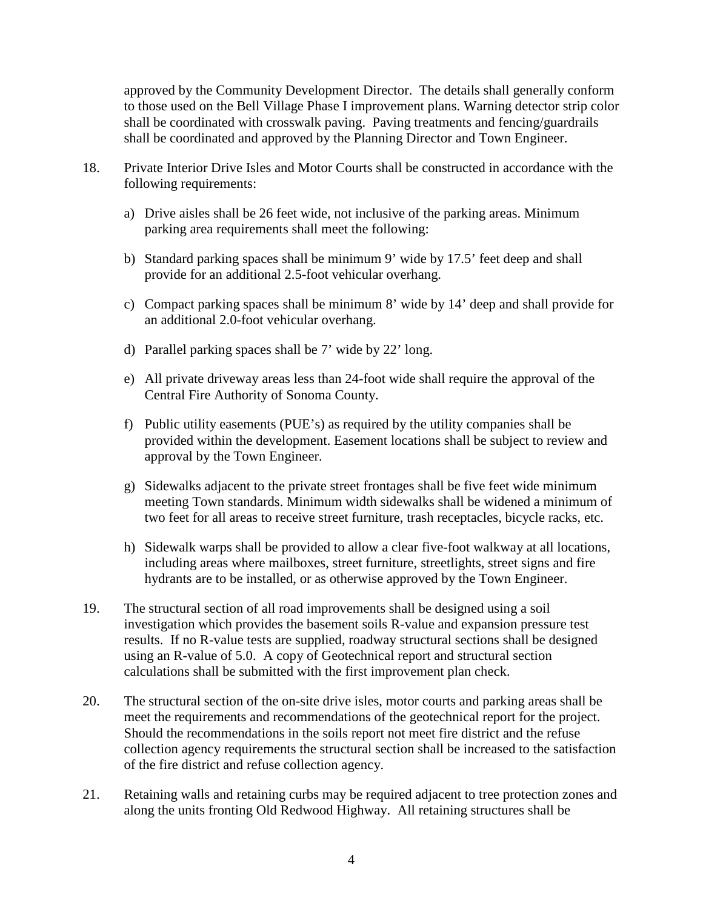approved by the Community Development Director. The details shall generally conform to those used on the Bell Village Phase I improvement plans. Warning detector strip color shall be coordinated with crosswalk paving. Paving treatments and fencing/guardrails shall be coordinated and approved by the Planning Director and Town Engineer.

18. Private Interior Drive Isles and Motor Courts shall be constructed in accordance with the following requirements:

    a) Drive aisles shall be 26 feet wide, not inclusive of the parking areas. Minimum parking area requirements shall meet the following:

    b) Standard parking spaces shall be minimum 9' wide by 17.5' feet deep and shall provide for an additional 2.5-foot vehicular overhang.

    c) Compact parking spaces shall be minimum 8' wide by 14' deep and shall provide for an additional 2.0-foot vehicular overhang.

    d) Parallel parking spaces shall be 7' wide by 22' long.

    e) All private driveway areas less than 24-foot wide shall require the approval of the Central Fire Authority of Sonoma County.

    f) Public utility easements (PUE's) as required by the utility companies shall be provided within the development. Easement locations shall be subject to review and approval by the Town Engineer.

    g) Sidewalks adjacent to the private street frontages shall be five feet wide minimum meeting Town standards. Minimum width sidewalks shall be widened a minimum of two feet for all areas to receive street furniture, trash receptacles, bicycle racks, etc.

    h) Sidewalk warps shall be provided to allow a clear five-foot walkway at all locations, including areas where mailboxes, street furniture, streetlights, street signs and fire hydrants are to be installed, or as otherwise approved by the Town Engineer.

19. The structural section of all road improvements shall be designed using a soil investigation which provides the basement soils R-value and expansion pressure test results. If no R-value tests are supplied, roadway structural sections shall be designed using an R-value of 5.0. A copy of Geotechnical report and structural section calculations shall be submitted with the first improvement plan check.

20. The structural section of the on-site drive isles, motor courts and parking areas shall be meet the requirements and recommendations of the geotechnical report for the project. Should the recommendations in the soils report not meet fire district and the refuse collection agency requirements the structural section shall be increased to the satisfaction of the fire district and refuse collection agency.

21. Retaining walls and retaining curbs may be required adjacent to tree protection zones and along the units fronting Old Redwood Highway. All retaining structures shall be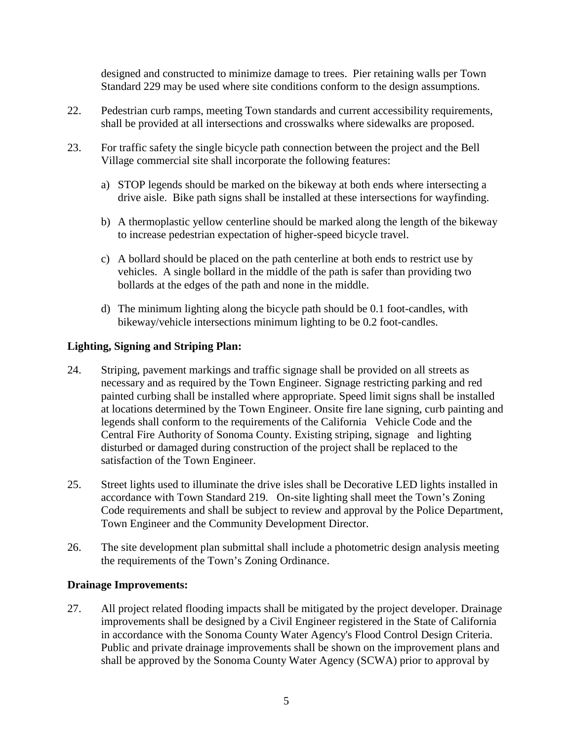designed and constructed to minimize damage to trees. Pier retaining walls per Town Standard 229 may be used where site conditions conform to the design assumptions.

22. Pedestrian curb ramps, meeting Town standards and current accessibility requirements, shall be provided at all intersections and crosswalks where sidewalks are proposed.

23. For traffic safety the single bicycle path connection between the project and the Bell Village commercial site shall incorporate the following features:

    a) STOP legends should be marked on the bikeway at both ends where intersecting a drive aisle. Bike path signs shall be installed at these intersections for wayfinding.

    b) A thermoplastic yellow centerline should be marked along the length of the bikeway to increase pedestrian expectation of higher-speed bicycle travel.

    c) A bollard should be placed on the path centerline at both ends to restrict use by vehicles. A single bollard in the middle of the path is safer than providing two bollards at the edges of the path and none in the middle.

    d) The minimum lighting along the bicycle path should be 0.1 foot-candles, with bikeway/vehicle intersections minimum lighting to be 0.2 foot-candles.

**Lighting, Signing and Striping Plan:**

24. Striping, pavement markings and traffic signage shall be provided on all streets as necessary and as required by the Town Engineer. Signage restricting parking and red painted curbing shall be installed where appropriate. Speed limit signs shall be installed at locations determined by the Town Engineer. Onsite fire lane signing, curb painting and legends shall conform to the requirements of the California Vehicle Code and the Central Fire Authority of Sonoma County. Existing striping, signage and lighting disturbed or damaged during construction of the project shall be replaced to the satisfaction of the Town Engineer.

25. Street lights used to illuminate the drive isles shall be Decorative LED lights installed in accordance with Town Standard 219. On-site lighting shall meet the Town's Zoning Code requirements and shall be subject to review and approval by the Police Department, Town Engineer and the Community Development Director.

26. The site development plan submittal shall include a photometric design analysis meeting the requirements of the Town's Zoning Ordinance.

**Drainage Improvements:**

27. All project related flooding impacts shall be mitigated by the project developer. Drainage improvements shall be designed by a Civil Engineer registered in the State of California in accordance with the Sonoma County Water Agency's Flood Control Design Criteria. Public and private drainage improvements shall be shown on the improvement plans and shall be approved by the Sonoma County Water Agency (SCWA) prior to approval by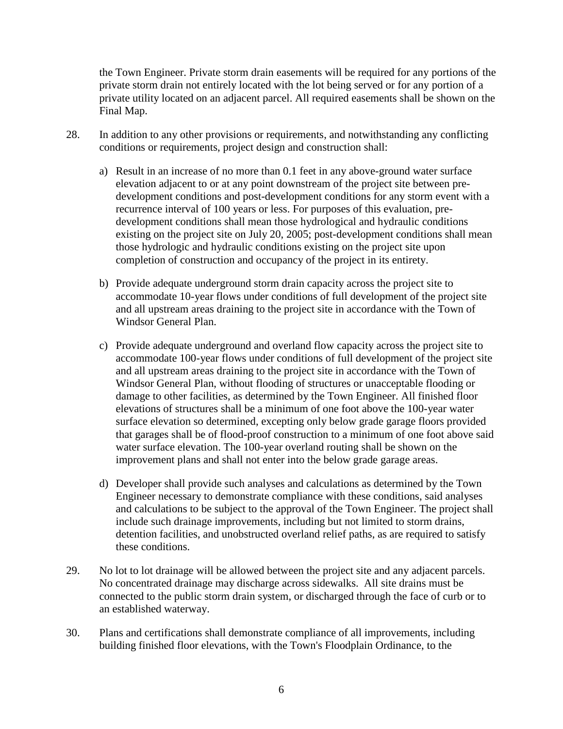the Town Engineer. Private storm drain easements will be required for any portions of the private storm drain not entirely located with the lot being served or for any portion of a private utility located on an adjacent parcel. All required easements shall be shown on the Final Map.

28. In addition to any other provisions or requirements, and notwithstanding any conflicting conditions or requirements, project design and construction shall:

    a) Result in an increase of no more than 0.1 feet in any above-ground water surface elevation adjacent to or at any point downstream of the project site between pre-development conditions and post-development conditions for any storm event with a recurrence interval of 100 years or less. For purposes of this evaluation, pre-development conditions shall mean those hydrological and hydraulic conditions existing on the project site on July 20, 2005; post-development conditions shall mean those hydrologic and hydraulic conditions existing on the project site upon completion of construction and occupancy of the project in its entirety.

    b) Provide adequate underground storm drain capacity across the project site to accommodate 10-year flows under conditions of full development of the project site and all upstream areas draining to the project site in accordance with the Town of Windsor General Plan.

    c) Provide adequate underground and overland flow capacity across the project site to accommodate 100-year flows under conditions of full development of the project site and all upstream areas draining to the project site in accordance with the Town of Windsor General Plan, without flooding of structures or unacceptable flooding or damage to other facilities, as determined by the Town Engineer. All finished floor elevations of structures shall be a minimum of one foot above the 100-year water surface elevation so determined, excepting only below grade garage floors provided that garages shall be of flood-proof construction to a minimum of one foot above said water surface elevation. The 100-year overland routing shall be shown on the improvement plans and shall not enter into the below grade garage areas.

    d) Developer shall provide such analyses and calculations as determined by the Town Engineer necessary to demonstrate compliance with these conditions, said analyses and calculations to be subject to the approval of the Town Engineer. The project shall include such drainage improvements, including but not limited to storm drains, detention facilities, and unobstructed overland relief paths, as are required to satisfy these conditions.

29. No lot to lot drainage will be allowed between the project site and any adjacent parcels. No concentrated drainage may discharge across sidewalks. All site drains must be connected to the public storm drain system, or discharged through the face of curb or to an established waterway.

30. Plans and certifications shall demonstrate compliance of all improvements, including building finished floor elevations, with the Town's Floodplain Ordinance, to the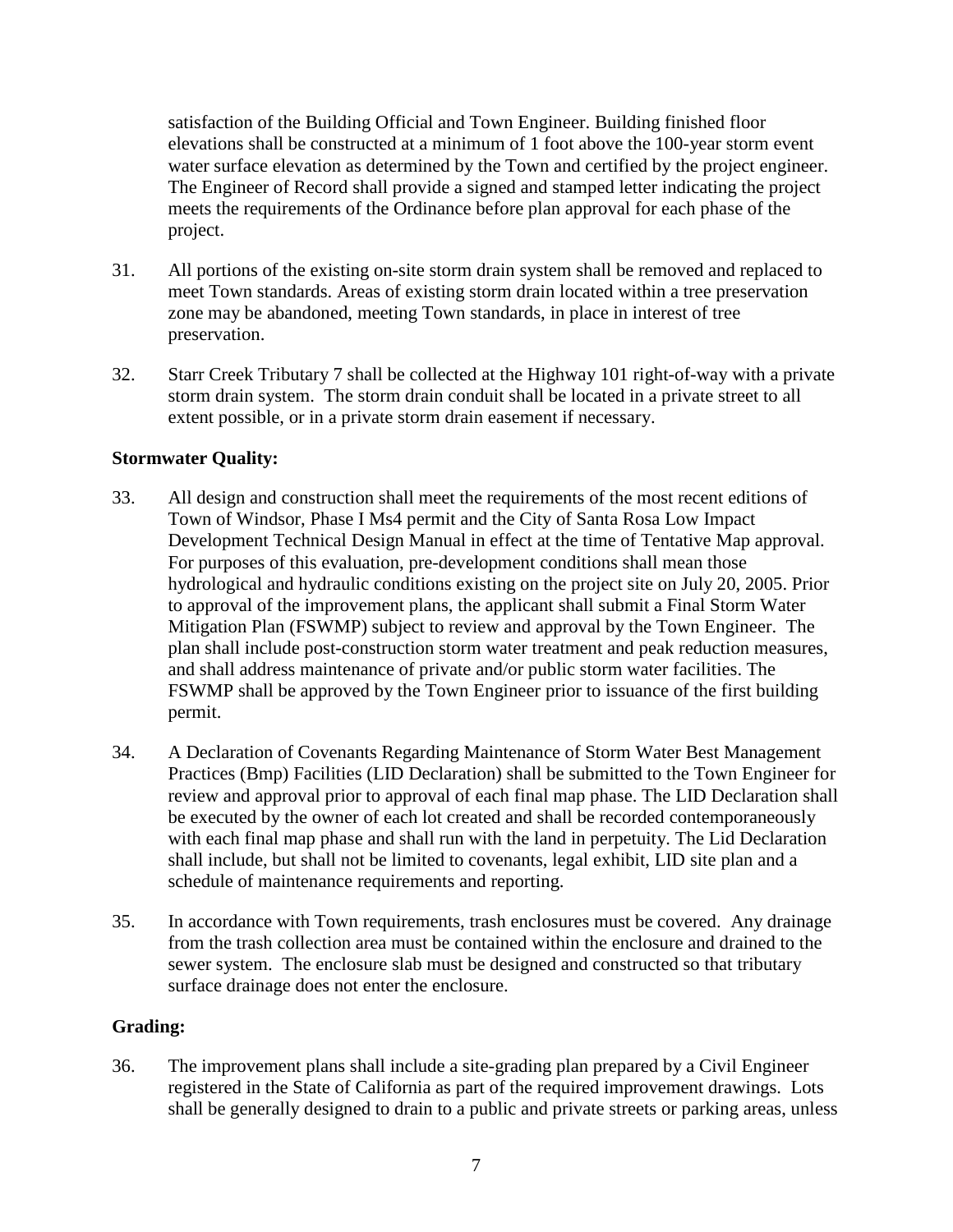satisfaction of the Building Official and Town Engineer. Building finished floor elevations shall be constructed at a minimum of 1 foot above the 100-year storm event water surface elevation as determined by the Town and certified by the project engineer. The Engineer of Record shall provide a signed and stamped letter indicating the project meets the requirements of the Ordinance before plan approval for each phase of the project.

31. All portions of the existing on-site storm drain system shall be removed and replaced to meet Town standards. Areas of existing storm drain located within a tree preservation zone may be abandoned, meeting Town standards, in place in interest of tree preservation.

32. Starr Creek Tributary 7 shall be collected at the Highway 101 right-of-way with a private storm drain system. The storm drain conduit shall be located in a private street to all extent possible, or in a private storm drain easement if necessary.

**Stormwater Quality:**

33. All design and construction shall meet the requirements of the most recent editions of Town of Windsor, Phase I Ms4 permit and the City of Santa Rosa Low Impact Development Technical Design Manual in effect at the time of Tentative Map approval. For purposes of this evaluation, pre-development conditions shall mean those hydrological and hydraulic conditions existing on the project site on July 20, 2005. Prior to approval of the improvement plans, the applicant shall submit a Final Storm Water Mitigation Plan (FSWMP) subject to review and approval by the Town Engineer. The plan shall include post-construction storm water treatment and peak reduction measures, and shall address maintenance of private and/or public storm water facilities. The FSWMP shall be approved by the Town Engineer prior to issuance of the first building permit.

34. A Declaration of Covenants Regarding Maintenance of Storm Water Best Management Practices (Bmp) Facilities (LID Declaration) shall be submitted to the Town Engineer for review and approval prior to approval of each final map phase. The LID Declaration shall be executed by the owner of each lot created and shall be recorded contemporaneously with each final map phase and shall run with the land in perpetuity. The Lid Declaration shall include, but shall not be limited to covenants, legal exhibit, LID site plan and a schedule of maintenance requirements and reporting.

35. In accordance with Town requirements, trash enclosures must be covered. Any drainage from the trash collection area must be contained within the enclosure and drained to the sewer system. The enclosure slab must be designed and constructed so that tributary surface drainage does not enter the enclosure.

**Grading:**

36. The improvement plans shall include a site-grading plan prepared by a Civil Engineer registered in the State of California as part of the required improvement drawings. Lots shall be generally designed to drain to a public and private streets or parking areas, unless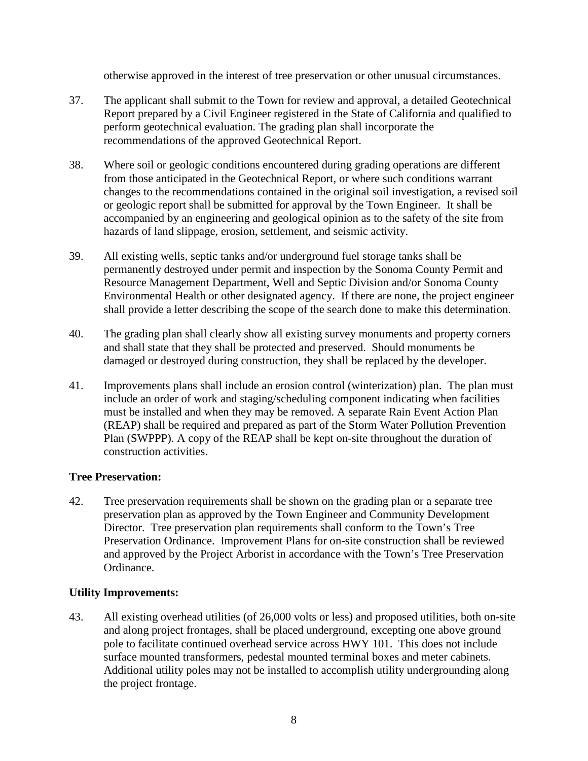otherwise approved in the interest of tree preservation or other unusual circumstances.

37. The applicant shall submit to the Town for review and approval, a detailed Geotechnical Report prepared by a Civil Engineer registered in the State of California and qualified to perform geotechnical evaluation. The grading plan shall incorporate the recommendations of the approved Geotechnical Report.

38. Where soil or geologic conditions encountered during grading operations are different from those anticipated in the Geotechnical Report, or where such conditions warrant changes to the recommendations contained in the original soil investigation, a revised soil or geologic report shall be submitted for approval by the Town Engineer. It shall be accompanied by an engineering and geological opinion as to the safety of the site from hazards of land slippage, erosion, settlement, and seismic activity.

39. All existing wells, septic tanks and/or underground fuel storage tanks shall be permanently destroyed under permit and inspection by the Sonoma County Permit and Resource Management Department, Well and Septic Division and/or Sonoma County Environmental Health or other designated agency. If there are none, the project engineer shall provide a letter describing the scope of the search done to make this determination.

40. The grading plan shall clearly show all existing survey monuments and property corners and shall state that they shall be protected and preserved. Should monuments be damaged or destroyed during construction, they shall be replaced by the developer.

41. Improvements plans shall include an erosion control (winterization) plan. The plan must include an order of work and staging/scheduling component indicating when facilities must be installed and when they may be removed. A separate Rain Event Action Plan (REAP) shall be required and prepared as part of the Storm Water Pollution Prevention Plan (SWPPP). A copy of the REAP shall be kept on-site throughout the duration of construction activities.

**Tree Preservation:**

42. Tree preservation requirements shall be shown on the grading plan or a separate tree preservation plan as approved by the Town Engineer and Community Development Director. Tree preservation plan requirements shall conform to the Town's Tree Preservation Ordinance. Improvement Plans for on-site construction shall be reviewed and approved by the Project Arborist in accordance with the Town's Tree Preservation Ordinance.

**Utility Improvements:**

43. All existing overhead utilities (of 26,000 volts or less) and proposed utilities, both on-site and along project frontages, shall be placed underground, excepting one above ground pole to facilitate continued overhead service across HWY 101. This does not include surface mounted transformers, pedestal mounted terminal boxes and meter cabinets. Additional utility poles may not be installed to accomplish utility undergrounding along the project frontage.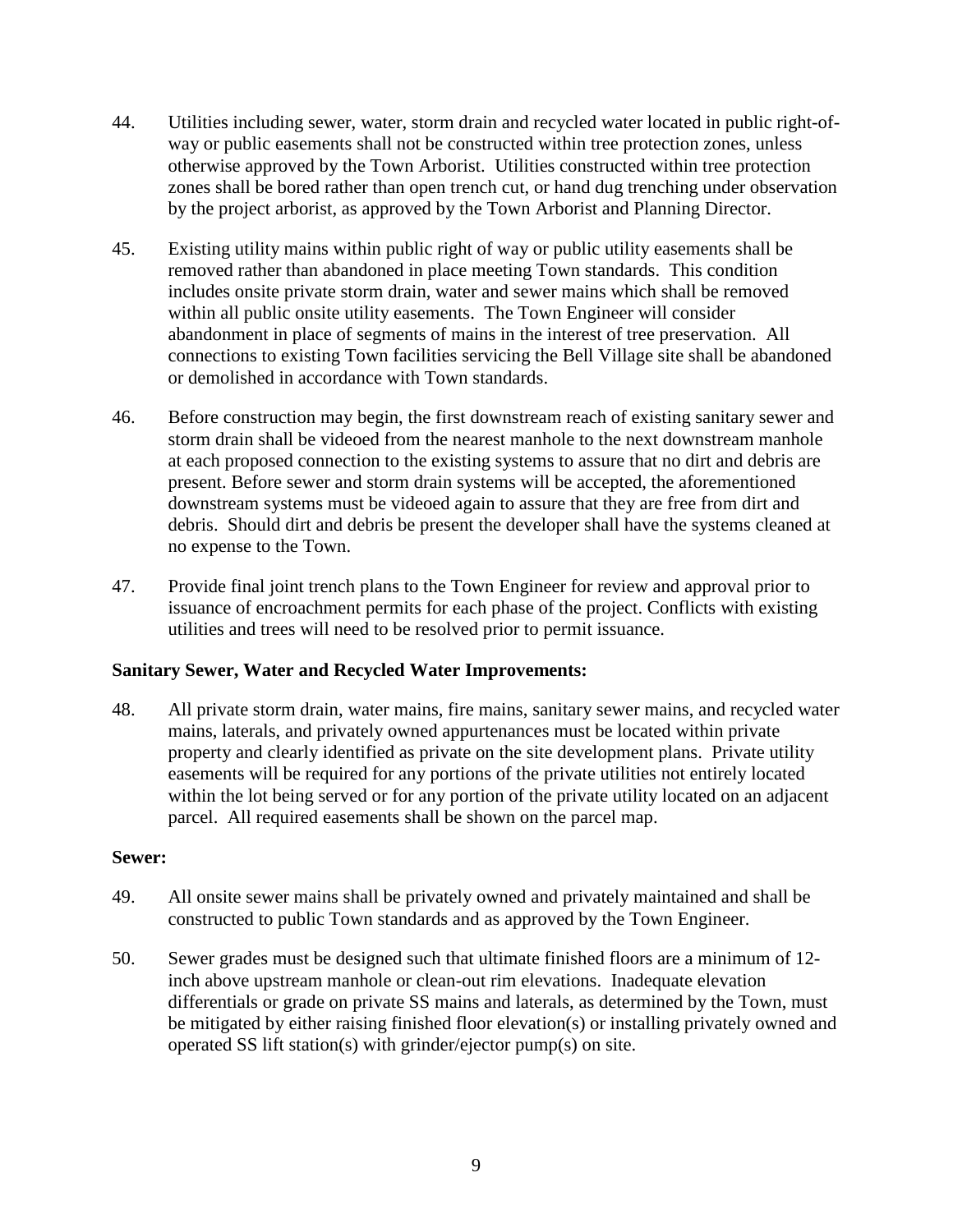44. Utilities including sewer, water, storm drain and recycled water located in public right-of-way or public easements shall not be constructed within tree protection zones, unless otherwise approved by the Town Arborist. Utilities constructed within tree protection zones shall be bored rather than open trench cut, or hand dug trenching under observation by the project arborist, as approved by the Town Arborist and Planning Director.

45. Existing utility mains within public right of way or public utility easements shall be removed rather than abandoned in place meeting Town standards. This condition includes onsite private storm drain, water and sewer mains which shall be removed within all public onsite utility easements. The Town Engineer will consider abandonment in place of segments of mains in the interest of tree preservation. All connections to existing Town facilities servicing the Bell Village site shall be abandoned or demolished in accordance with Town standards.

46. Before construction may begin, the first downstream reach of existing sanitary sewer and storm drain shall be videoed from the nearest manhole to the next downstream manhole at each proposed connection to the existing systems to assure that no dirt and debris are present. Before sewer and storm drain systems will be accepted, the aforementioned downstream systems must be videoed again to assure that they are free from dirt and debris. Should dirt and debris be present the developer shall have the systems cleaned at no expense to the Town.

47. Provide final joint trench plans to the Town Engineer for review and approval prior to issuance of encroachment permits for each phase of the project. Conflicts with existing utilities and trees will need to be resolved prior to permit issuance.

**Sanitary Sewer, Water and Recycled Water Improvements:**

48. All private storm drain, water mains, fire mains, sanitary sewer mains, and recycled water mains, laterals, and privately owned appurtenances must be located within private property and clearly identified as private on the site development plans. Private utility easements will be required for any portions of the private utilities not entirely located within the lot being served or for any portion of the private utility located on an adjacent parcel. All required easements shall be shown on the parcel map.

**Sewer:**

49. All onsite sewer mains shall be privately owned and privately maintained and shall be constructed to public Town standards and as approved by the Town Engineer.

50. Sewer grades must be designed such that ultimate finished floors are a minimum of 12-inch above upstream manhole or clean-out rim elevations. Inadequate elevation differentials or grade on private SS mains and laterals, as determined by the Town, must be mitigated by either raising finished floor elevation(s) or installing privately owned and operated SS lift station(s) with grinder/ejector pump(s) on site.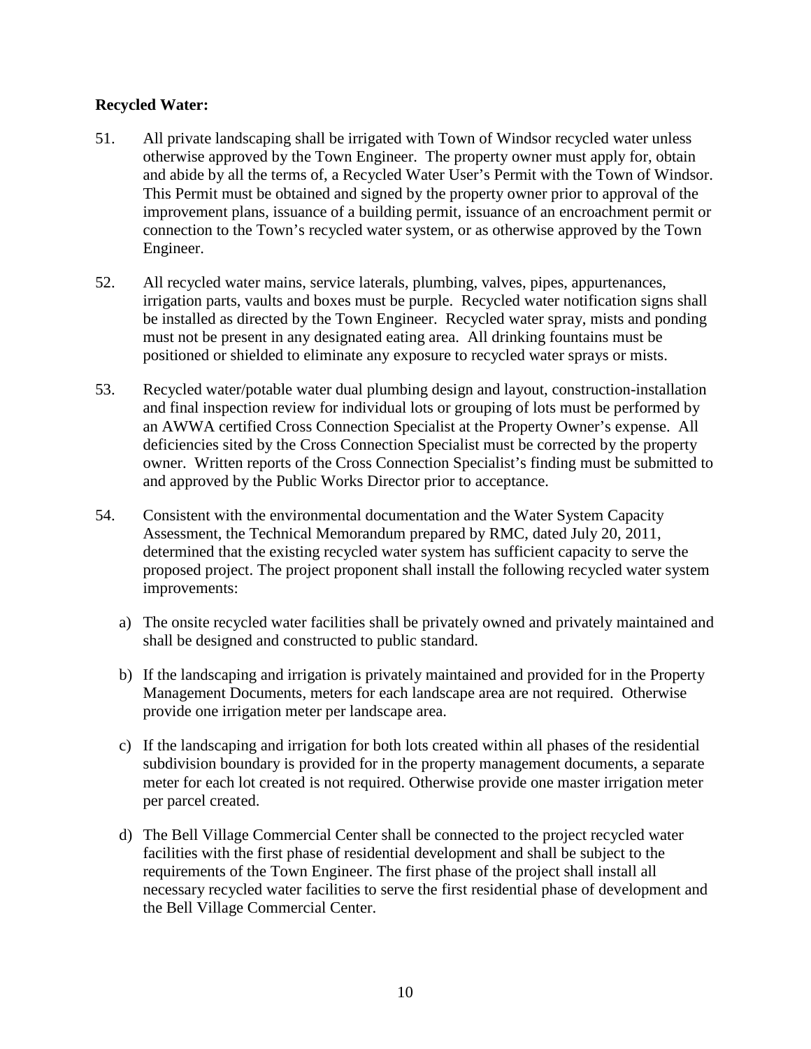**Recycled Water:**

51. All private landscaping shall be irrigated with Town of Windsor recycled water unless otherwise approved by the Town Engineer. The property owner must apply for, obtain and abide by all the terms of, a Recycled Water User's Permit with the Town of Windsor. This Permit must be obtained and signed by the property owner prior to approval of the improvement plans, issuance of a building permit, issuance of an encroachment permit or connection to the Town's recycled water system, or as otherwise approved by the Town Engineer.

52. All recycled water mains, service laterals, plumbing, valves, pipes, appurtenances, irrigation parts, vaults and boxes must be purple. Recycled water notification signs shall be installed as directed by the Town Engineer. Recycled water spray, mists and ponding must not be present in any designated eating area. All drinking fountains must be positioned or shielded to eliminate any exposure to recycled water sprays or mists.

53. Recycled water/potable water dual plumbing design and layout, construction-installation and final inspection review for individual lots or grouping of lots must be performed by an AWWA certified Cross Connection Specialist at the Property Owner's expense. All deficiencies sited by the Cross Connection Specialist must be corrected by the property owner. Written reports of the Cross Connection Specialist's finding must be submitted to and approved by the Public Works Director prior to acceptance.

54. Consistent with the environmental documentation and the Water System Capacity Assessment, the Technical Memorandum prepared by RMC, dated July 20, 2011, determined that the existing recycled water system has sufficient capacity to serve the proposed project. The project proponent shall install the following recycled water system improvements:

    a) The onsite recycled water facilities shall be privately owned and privately maintained and shall be designed and constructed to public standard.

    b) If the landscaping and irrigation is privately maintained and provided for in the Property Management Documents, meters for each landscape area are not required. Otherwise provide one irrigation meter per landscape area.

    c) If the landscaping and irrigation for both lots created within all phases of the residential subdivision boundary is provided for in the property management documents, a separate meter for each lot created is not required. Otherwise provide one master irrigation meter per parcel created.

    d) The Bell Village Commercial Center shall be connected to the project recycled water facilities with the first phase of residential development and shall be subject to the requirements of the Town Engineer. The first phase of the project shall install all necessary recycled water facilities to serve the first residential phase of development and the Bell Village Commercial Center.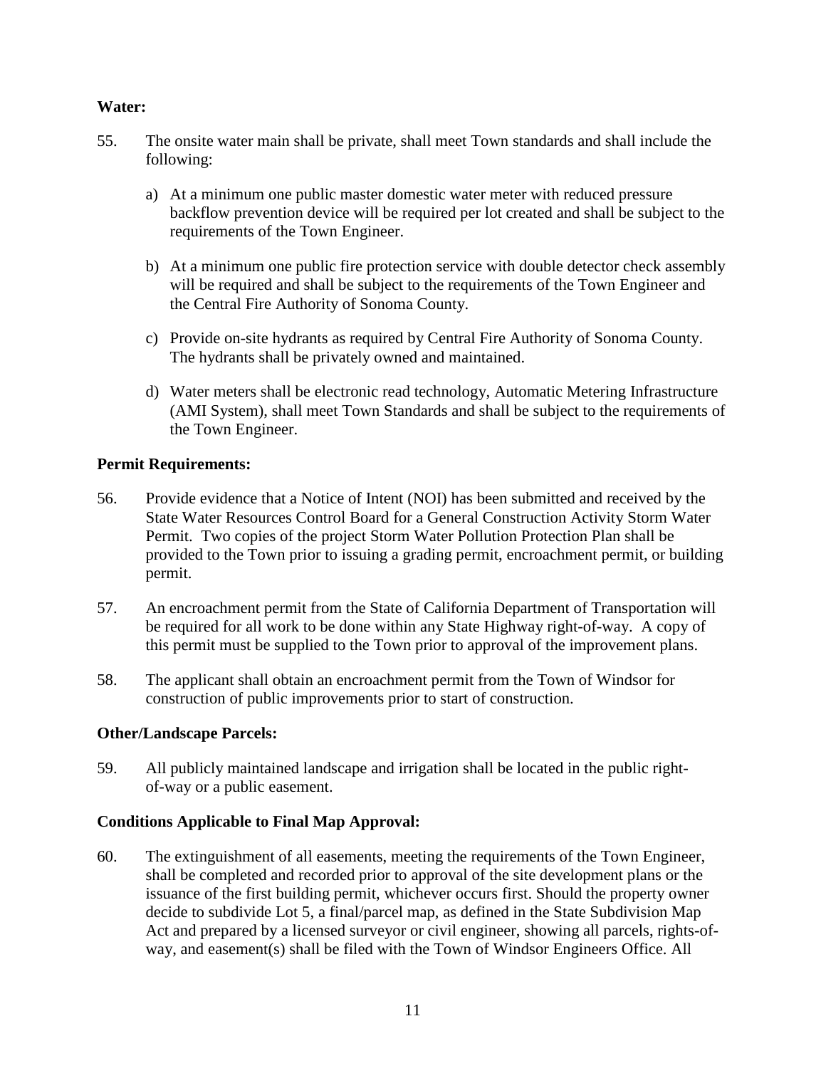**Water:**

55. The onsite water main shall be private, shall meet Town standards and shall include the following:

    a) At a minimum one public master domestic water meter with reduced pressure backflow prevention device will be required per lot created and shall be subject to the requirements of the Town Engineer.

    b) At a minimum one public fire protection service with double detector check assembly will be required and shall be subject to the requirements of the Town Engineer and the Central Fire Authority of Sonoma County.

    c) Provide on-site hydrants as required by Central Fire Authority of Sonoma County. The hydrants shall be privately owned and maintained.

    d) Water meters shall be electronic read technology, Automatic Metering Infrastructure (AMI System), shall meet Town Standards and shall be subject to the requirements of the Town Engineer.

**Permit Requirements:**

56. Provide evidence that a Notice of Intent (NOI) has been submitted and received by the State Water Resources Control Board for a General Construction Activity Storm Water Permit. Two copies of the project Storm Water Pollution Protection Plan shall be provided to the Town prior to issuing a grading permit, encroachment permit, or building permit.

57. An encroachment permit from the State of California Department of Transportation will be required for all work to be done within any State Highway right-of-way. A copy of this permit must be supplied to the Town prior to approval of the improvement plans.

58. The applicant shall obtain an encroachment permit from the Town of Windsor for construction of public improvements prior to start of construction.

**Other/Landscape Parcels:**

59. All publicly maintained landscape and irrigation shall be located in the public right-of-way or a public easement.

**Conditions Applicable to Final Map Approval:**

60. The extinguishment of all easements, meeting the requirements of the Town Engineer, shall be completed and recorded prior to approval of the site development plans or the issuance of the first building permit, whichever occurs first. Should the property owner decide to subdivide Lot 5, a final/parcel map, as defined in the State Subdivision Map Act and prepared by a licensed surveyor or civil engineer, showing all parcels, rights-of-way, and easement(s) shall be filed with the Town of Windsor Engineers Office. All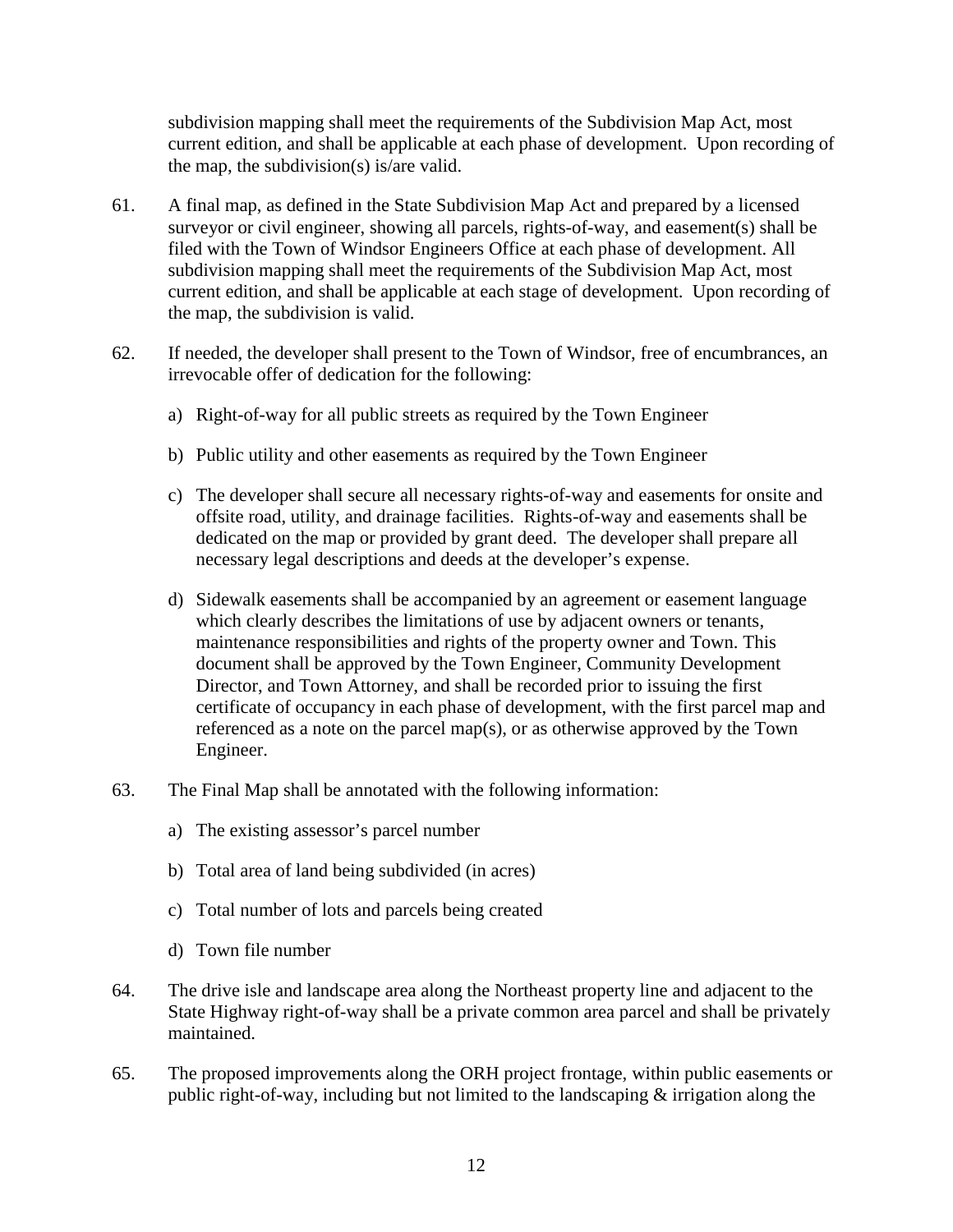subdivision mapping shall meet the requirements of the Subdivision Map Act, most current edition, and shall be applicable at each phase of development. Upon recording of the map, the subdivision(s) is/are valid.

61. A final map, as defined in the State Subdivision Map Act and prepared by a licensed surveyor or civil engineer, showing all parcels, rights-of-way, and easement(s) shall be filed with the Town of Windsor Engineers Office at each phase of development. All subdivision mapping shall meet the requirements of the Subdivision Map Act, most current edition, and shall be applicable at each stage of development. Upon recording of the map, the subdivision is valid.

62. If needed, the developer shall present to the Town of Windsor, free of encumbrances, an irrevocable offer of dedication for the following:

    a) Right-of-way for all public streets as required by the Town Engineer

    b) Public utility and other easements as required by the Town Engineer

    c) The developer shall secure all necessary rights-of-way and easements for onsite and offsite road, utility, and drainage facilities. Rights-of-way and easements shall be dedicated on the map or provided by grant deed. The developer shall prepare all necessary legal descriptions and deeds at the developer's expense.

    d) Sidewalk easements shall be accompanied by an agreement or easement language which clearly describes the limitations of use by adjacent owners or tenants, maintenance responsibilities and rights of the property owner and Town. This document shall be approved by the Town Engineer, Community Development Director, and Town Attorney, and shall be recorded prior to issuing the first certificate of occupancy in each phase of development, with the first parcel map and referenced as a note on the parcel map(s), or as otherwise approved by the Town Engineer.

63. The Final Map shall be annotated with the following information:

    a) The existing assessor's parcel number

    b) Total area of land being subdivided (in acres)

    c) Total number of lots and parcels being created

    d) Town file number

64. The drive isle and landscape area along the Northeast property line and adjacent to the State Highway right-of-way shall be a private common area parcel and shall be privately maintained.

65. The proposed improvements along the ORH project frontage, within public easements or public right-of-way, including but not limited to the landscaping & irrigation along the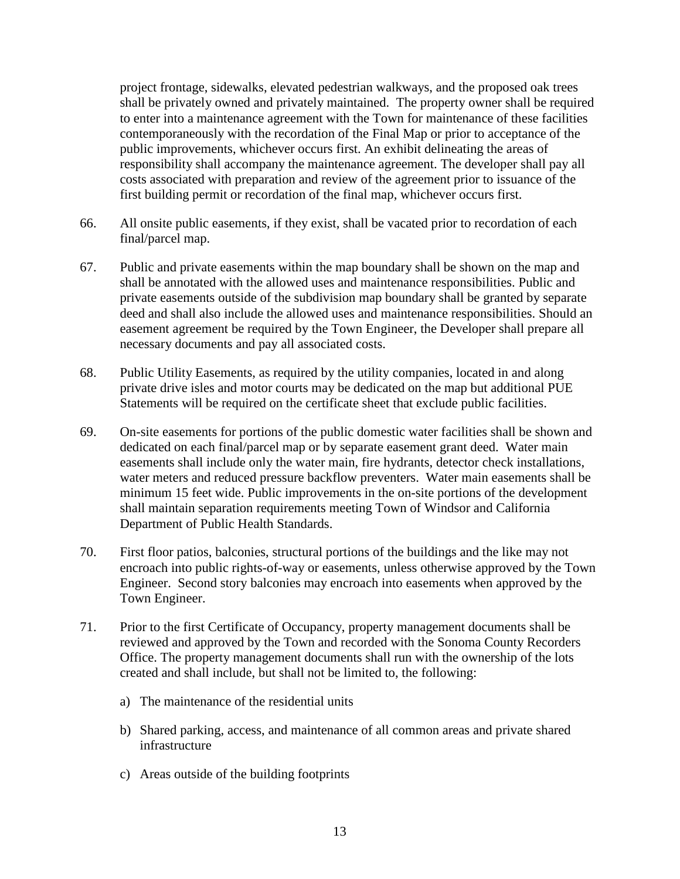project frontage, sidewalks, elevated pedestrian walkways, and the proposed oak trees shall be privately owned and privately maintained. The property owner shall be required to enter into a maintenance agreement with the Town for maintenance of these facilities contemporaneously with the recordation of the Final Map or prior to acceptance of the public improvements, whichever occurs first. An exhibit delineating the areas of responsibility shall accompany the maintenance agreement. The developer shall pay all costs associated with preparation and review of the agreement prior to issuance of the first building permit or recordation of the final map, whichever occurs first.

66. All onsite public easements, if they exist, shall be vacated prior to recordation of each final/parcel map.

67. Public and private easements within the map boundary shall be shown on the map and shall be annotated with the allowed uses and maintenance responsibilities. Public and private easements outside of the subdivision map boundary shall be granted by separate deed and shall also include the allowed uses and maintenance responsibilities. Should an easement agreement be required by the Town Engineer, the Developer shall prepare all necessary documents and pay all associated costs.

68. Public Utility Easements, as required by the utility companies, located in and along private drive isles and motor courts may be dedicated on the map but additional PUE Statements will be required on the certificate sheet that exclude public facilities.

69. On-site easements for portions of the public domestic water facilities shall be shown and dedicated on each final/parcel map or by separate easement grant deed. Water main easements shall include only the water main, fire hydrants, detector check installations, water meters and reduced pressure backflow preventers. Water main easements shall be minimum 15 feet wide. Public improvements in the on-site portions of the development shall maintain separation requirements meeting Town of Windsor and California Department of Public Health Standards.

70. First floor patios, balconies, structural portions of the buildings and the like may not encroach into public rights-of-way or easements, unless otherwise approved by the Town Engineer. Second story balconies may encroach into easements when approved by the Town Engineer.

71. Prior to the first Certificate of Occupancy, property management documents shall be reviewed and approved by the Town and recorded with the Sonoma County Recorders Office. The property management documents shall run with the ownership of the lots created and shall include, but shall not be limited to, the following:

   a) The maintenance of the residential units

   b) Shared parking, access, and maintenance of all common areas and private shared infrastructure

   c) Areas outside of the building footprints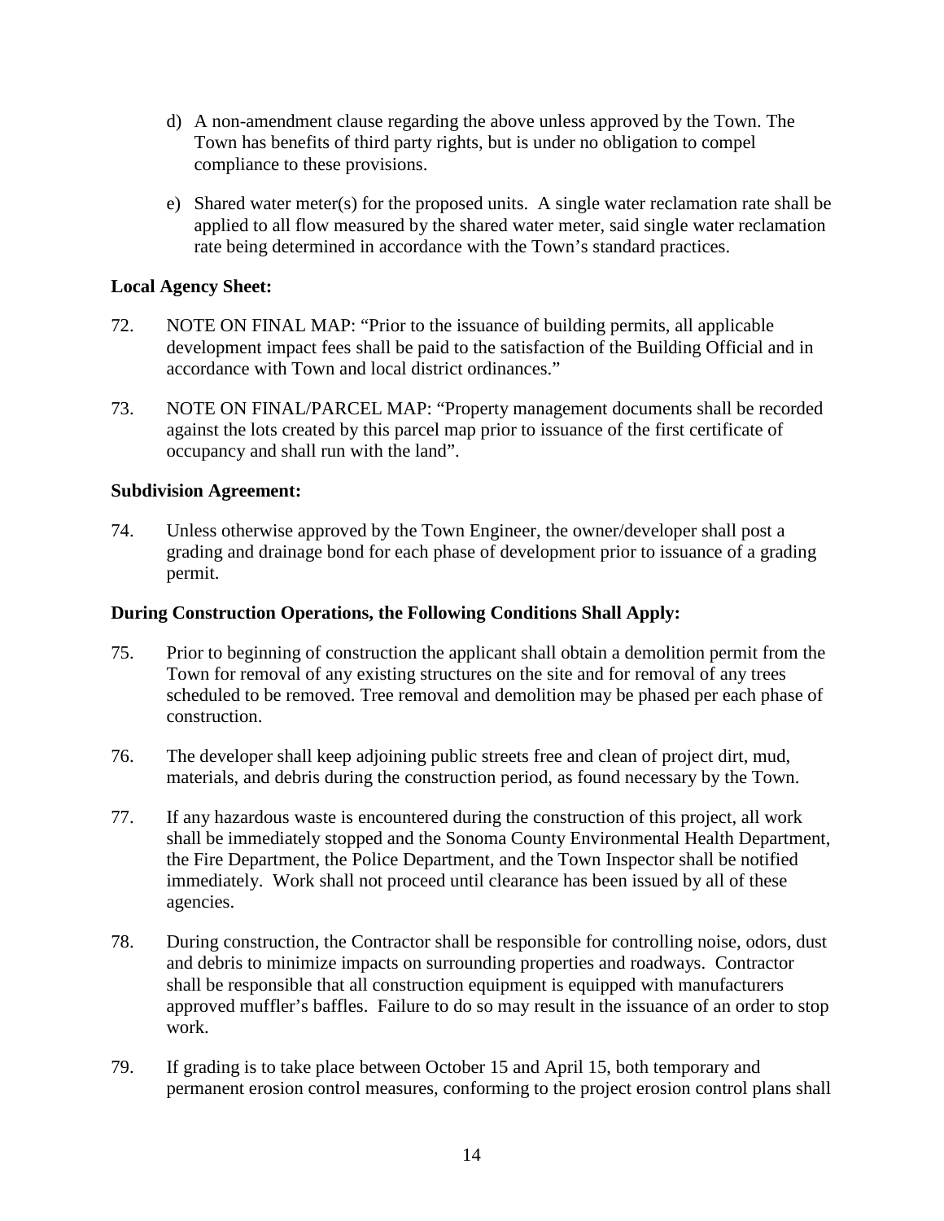d) A non-amendment clause regarding the above unless approved by the Town. The Town has benefits of third party rights, but is under no obligation to compel compliance to these provisions.

e) Shared water meter(s) for the proposed units. A single water reclamation rate shall be applied to all flow measured by the shared water meter, said single water reclamation rate being determined in accordance with the Town's standard practices.

**Local Agency Sheet:**

72. NOTE ON FINAL MAP: "Prior to the issuance of building permits, all applicable development impact fees shall be paid to the satisfaction of the Building Official and in accordance with Town and local district ordinances."

73. NOTE ON FINAL/PARCEL MAP: "Property management documents shall be recorded against the lots created by this parcel map prior to issuance of the first certificate of occupancy and shall run with the land".

**Subdivision Agreement:**

74. Unless otherwise approved by the Town Engineer, the owner/developer shall post a grading and drainage bond for each phase of development prior to issuance of a grading permit.

**During Construction Operations, the Following Conditions Shall Apply:**

75. Prior to beginning of construction the applicant shall obtain a demolition permit from the Town for removal of any existing structures on the site and for removal of any trees scheduled to be removed. Tree removal and demolition may be phased per each phase of construction.

76. The developer shall keep adjoining public streets free and clean of project dirt, mud, materials, and debris during the construction period, as found necessary by the Town.

77. If any hazardous waste is encountered during the construction of this project, all work shall be immediately stopped and the Sonoma County Environmental Health Department, the Fire Department, the Police Department, and the Town Inspector shall be notified immediately. Work shall not proceed until clearance has been issued by all of these agencies.

78. During construction, the Contractor shall be responsible for controlling noise, odors, dust and debris to minimize impacts on surrounding properties and roadways. Contractor shall be responsible that all construction equipment is equipped with manufacturers approved muffler's baffles. Failure to do so may result in the issuance of an order to stop work.

79. If grading is to take place between October 15 and April 15, both temporary and permanent erosion control measures, conforming to the project erosion control plans shall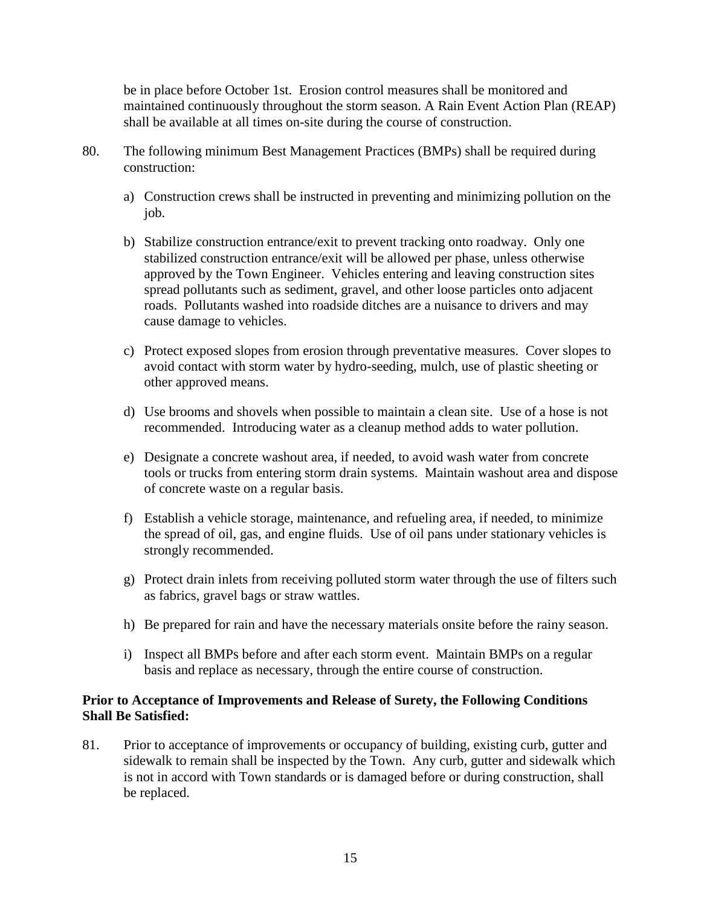be in place before October 1st. Erosion control measures shall be monitored and maintained continuously throughout the storm season. A Rain Event Action Plan (REAP) shall be available at all times on-site during the course of construction.

80. The following minimum Best Management Practices (BMPs) shall be required during construction:

   a) Construction crews shall be instructed in preventing and minimizing pollution on the job.

   b) Stabilize construction entrance/exit to prevent tracking onto roadway. Only one stabilized construction entrance/exit will be allowed per phase, unless otherwise approved by the Town Engineer. Vehicles entering and leaving construction sites spread pollutants such as sediment, gravel, and other loose particles onto adjacent roads. Pollutants washed into roadside ditches are a nuisance to drivers and may cause damage to vehicles.

   c) Protect exposed slopes from erosion through preventative measures. Cover slopes to avoid contact with storm water by hydro-seeding, mulch, use of plastic sheeting or other approved means.

   d) Use brooms and shovels when possible to maintain a clean site. Use of a hose is not recommended. Introducing water as a cleanup method adds to water pollution.

   e) Designate a concrete washout area, if needed, to avoid wash water from concrete tools or trucks from entering storm drain systems. Maintain washout area and dispose of concrete waste on a regular basis.

   f) Establish a vehicle storage, maintenance, and refueling area, if needed, to minimize the spread of oil, gas, and engine fluids. Use of oil pans under stationary vehicles is strongly recommended.

   g) Protect drain inlets from receiving polluted storm water through the use of filters such as fabrics, gravel bags or straw wattles.

   h) Be prepared for rain and have the necessary materials onsite before the rainy season.

   i) Inspect all BMPs before and after each storm event. Maintain BMPs on a regular basis and replace as necessary, through the entire course of construction.

**Prior to Acceptance of Improvements and Release of Surety, the Following Conditions Shall Be Satisfied:**

81. Prior to acceptance of improvements or occupancy of building, existing curb, gutter and sidewalk to remain shall be inspected by the Town. Any curb, gutter and sidewalk which is not in accord with Town standards or is damaged before or during construction, shall be replaced.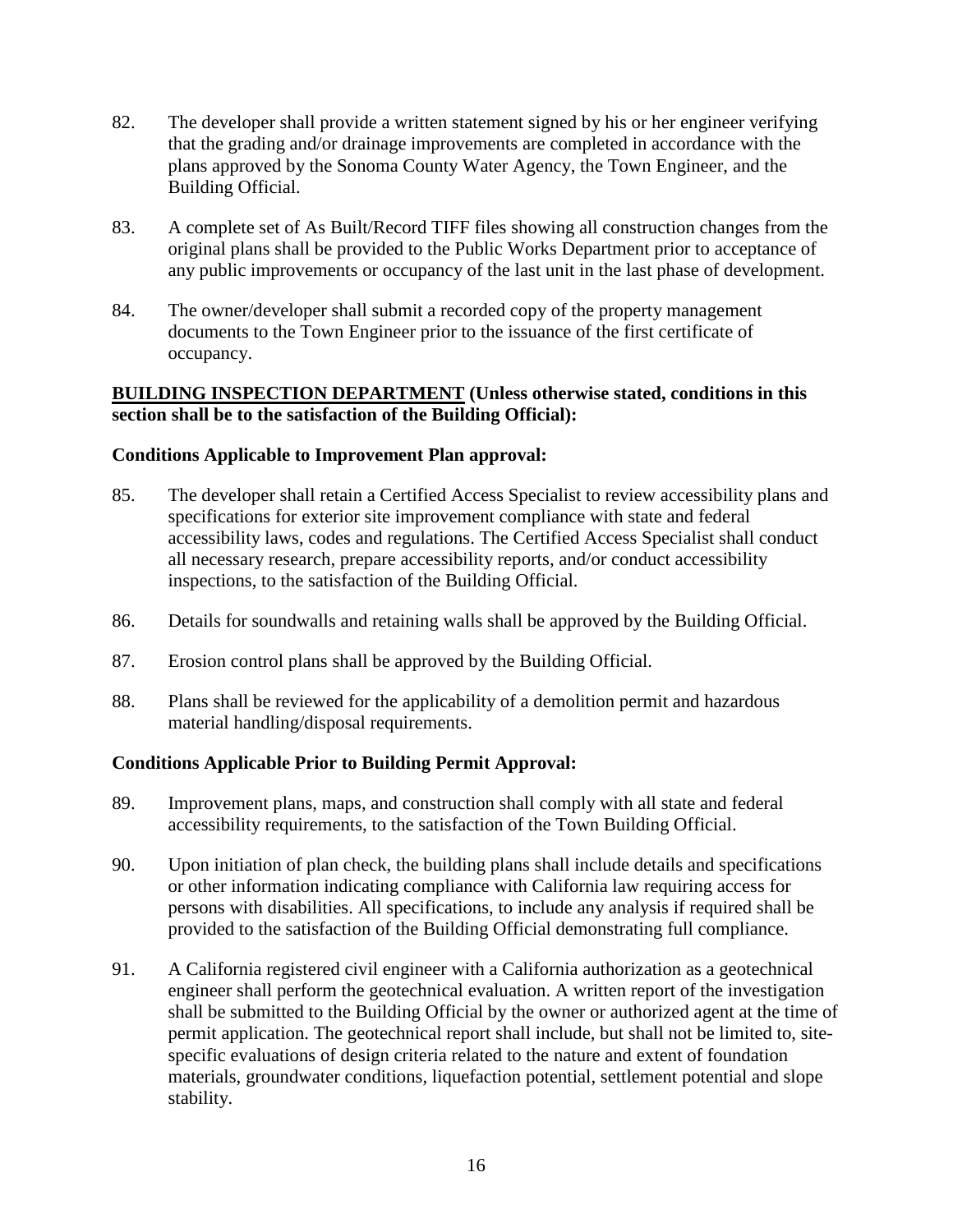82. The developer shall provide a written statement signed by his or her engineer verifying that the grading and/or drainage improvements are completed in accordance with the plans approved by the Sonoma County Water Agency, the Town Engineer, and the Building Official.

83. A complete set of As Built/Record TIFF files showing all construction changes from the original plans shall be provided to the Public Works Department prior to acceptance of any public improvements or occupancy of the last unit in the last phase of development.

84. The owner/developer shall submit a recorded copy of the property management documents to the Town Engineer prior to the issuance of the first certificate of occupancy.

**BUILDING INSPECTION DEPARTMENT (Unless otherwise stated, conditions in this section shall be to the satisfaction of the Building Official):**

**Conditions Applicable to Improvement Plan approval:**

85. The developer shall retain a Certified Access Specialist to review accessibility plans and specifications for exterior site improvement compliance with state and federal accessibility laws, codes and regulations. The Certified Access Specialist shall conduct all necessary research, prepare accessibility reports, and/or conduct accessibility inspections, to the satisfaction of the Building Official.

86. Details for soundwalls and retaining walls shall be approved by the Building Official.

87. Erosion control plans shall be approved by the Building Official.

88. Plans shall be reviewed for the applicability of a demolition permit and hazardous material handling/disposal requirements.

**Conditions Applicable Prior to Building Permit Approval:**

89. Improvement plans, maps, and construction shall comply with all state and federal accessibility requirements, to the satisfaction of the Town Building Official.

90. Upon initiation of plan check, the building plans shall include details and specifications or other information indicating compliance with California law requiring access for persons with disabilities. All specifications, to include any analysis if required shall be provided to the satisfaction of the Building Official demonstrating full compliance.

91. A California registered civil engineer with a California authorization as a geotechnical engineer shall perform the geotechnical evaluation. A written report of the investigation shall be submitted to the Building Official by the owner or authorized agent at the time of permit application. The geotechnical report shall include, but shall not be limited to, site-specific evaluations of design criteria related to the nature and extent of foundation materials, groundwater conditions, liquefaction potential, settlement potential and slope stability.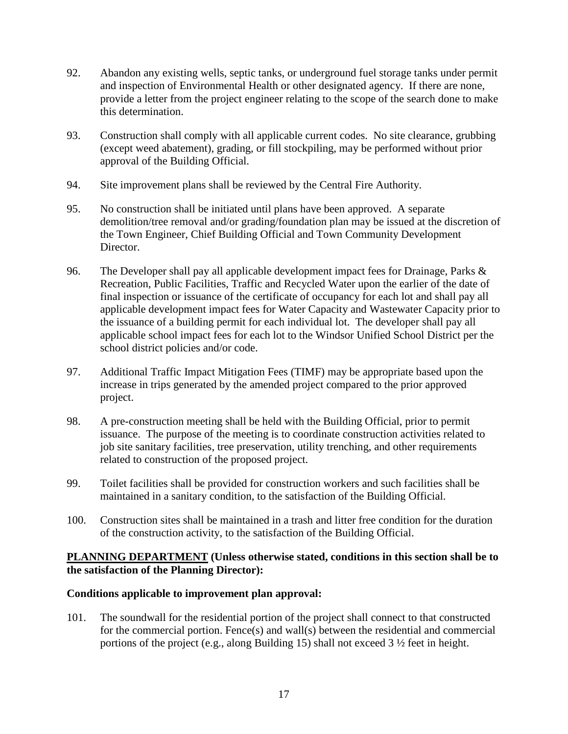92. Abandon any existing wells, septic tanks, or underground fuel storage tanks under permit and inspection of Environmental Health or other designated agency. If there are none, provide a letter from the project engineer relating to the scope of the search done to make this determination.

93. Construction shall comply with all applicable current codes. No site clearance, grubbing (except weed abatement), grading, or fill stockpiling, may be performed without prior approval of the Building Official.

94. Site improvement plans shall be reviewed by the Central Fire Authority.

95. No construction shall be initiated until plans have been approved. A separate demolition/tree removal and/or grading/foundation plan may be issued at the discretion of the Town Engineer, Chief Building Official and Town Community Development Director.

96. The Developer shall pay all applicable development impact fees for Drainage, Parks & Recreation, Public Facilities, Traffic and Recycled Water upon the earlier of the date of final inspection or issuance of the certificate of occupancy for each lot and shall pay all applicable development impact fees for Water Capacity and Wastewater Capacity prior to the issuance of a building permit for each individual lot. The developer shall pay all applicable school impact fees for each lot to the Windsor Unified School District per the school district policies and/or code.

97. Additional Traffic Impact Mitigation Fees (TIMF) may be appropriate based upon the increase in trips generated by the amended project compared to the prior approved project.

98. A pre-construction meeting shall be held with the Building Official, prior to permit issuance. The purpose of the meeting is to coordinate construction activities related to job site sanitary facilities, tree preservation, utility trenching, and other requirements related to construction of the proposed project.

99. Toilet facilities shall be provided for construction workers and such facilities shall be maintained in a sanitary condition, to the satisfaction of the Building Official.

100. Construction sites shall be maintained in a trash and litter free condition for the duration of the construction activity, to the satisfaction of the Building Official.

**<u>PLANNING DEPARTMENT</u> (Unless otherwise stated, conditions in this section shall be to the satisfaction of the Planning Director):**

**Conditions applicable to improvement plan approval:**

101. The soundwall for the residential portion of the project shall connect to that constructed for the commercial portion. Fence(s) and wall(s) between the residential and commercial portions of the project (e.g., along Building 15) shall not exceed 3 ½ feet in height.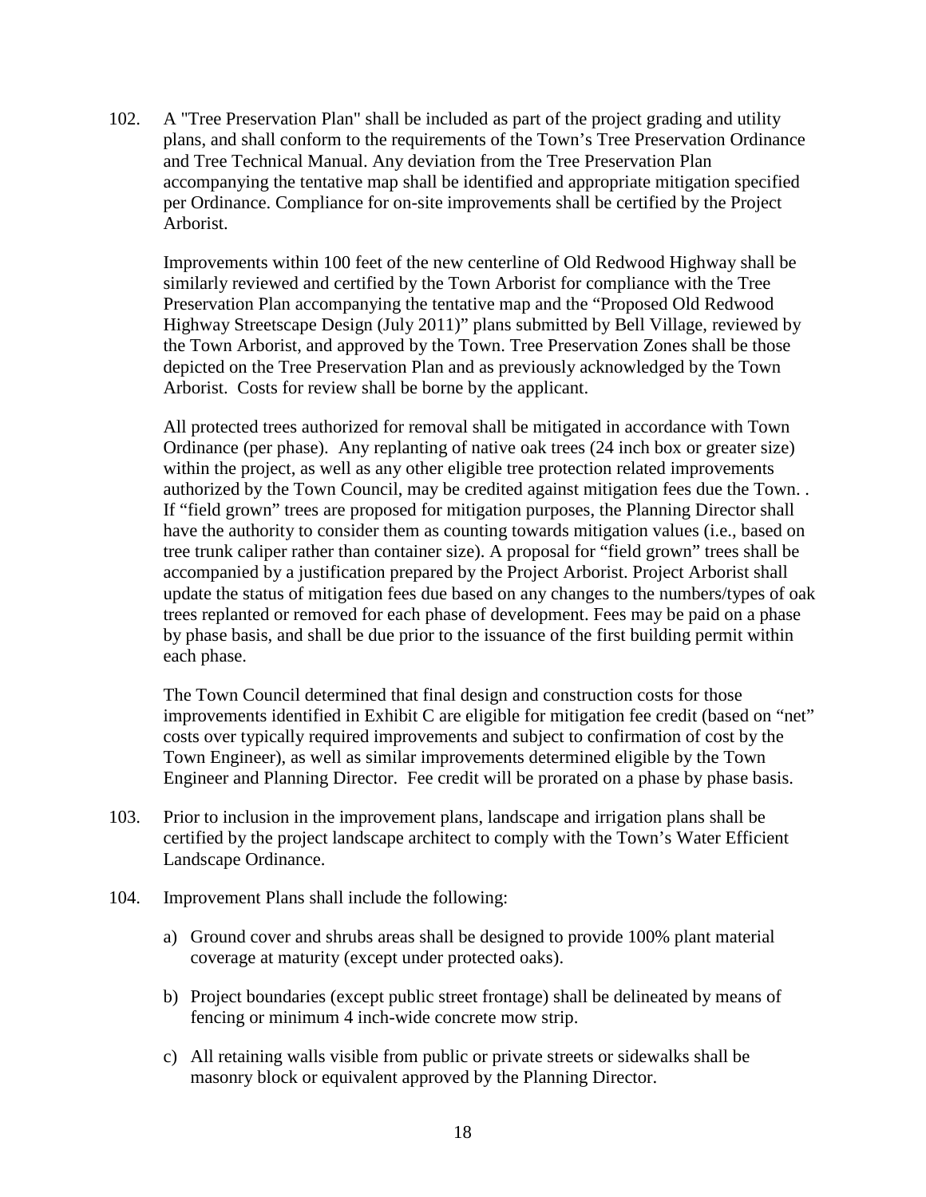102. A "Tree Preservation Plan" shall be included as part of the project grading and utility plans, and shall conform to the requirements of the Town's Tree Preservation Ordinance and Tree Technical Manual. Any deviation from the Tree Preservation Plan accompanying the tentative map shall be identified and appropriate mitigation specified per Ordinance. Compliance for on-site improvements shall be certified by the Project Arborist.

     Improvements within 100 feet of the new centerline of Old Redwood Highway shall be similarly reviewed and certified by the Town Arborist for compliance with the Tree Preservation Plan accompanying the tentative map and the "Proposed Old Redwood Highway Streetscape Design (July 2011)" plans submitted by Bell Village, reviewed by the Town Arborist, and approved by the Town. Tree Preservation Zones shall be those depicted on the Tree Preservation Plan and as previously acknowledged by the Town Arborist. Costs for review shall be borne by the applicant.

     All protected trees authorized for removal shall be mitigated in accordance with Town Ordinance (per phase). Any replanting of native oak trees (24 inch box or greater size) within the project, as well as any other eligible tree protection related improvements authorized by the Town Council, may be credited against mitigation fees due the Town. . If "field grown" trees are proposed for mitigation purposes, the Planning Director shall have the authority to consider them as counting towards mitigation values (i.e., based on tree trunk caliper rather than container size). A proposal for "field grown" trees shall be accompanied by a justification prepared by the Project Arborist. Project Arborist shall update the status of mitigation fees due based on any changes to the numbers/types of oak trees replanted or removed for each phase of development. Fees may be paid on a phase by phase basis, and shall be due prior to the issuance of the first building permit within each phase.

     The Town Council determined that final design and construction costs for those improvements identified in Exhibit C are eligible for mitigation fee credit (based on "net" costs over typically required improvements and subject to confirmation of cost by the Town Engineer), as well as similar improvements determined eligible by the Town Engineer and Planning Director. Fee credit will be prorated on a phase by phase basis.

103. Prior to inclusion in the improvement plans, landscape and irrigation plans shall be certified by the project landscape architect to comply with the Town's Water Efficient Landscape Ordinance.

104. Improvement Plans shall include the following:

     a) Ground cover and shrubs areas shall be designed to provide 100% plant material coverage at maturity (except under protected oaks).

     b) Project boundaries (except public street frontage) shall be delineated by means of fencing or minimum 4 inch-wide concrete mow strip.

     c) All retaining walls visible from public or private streets or sidewalks shall be masonry block or equivalent approved by the Planning Director.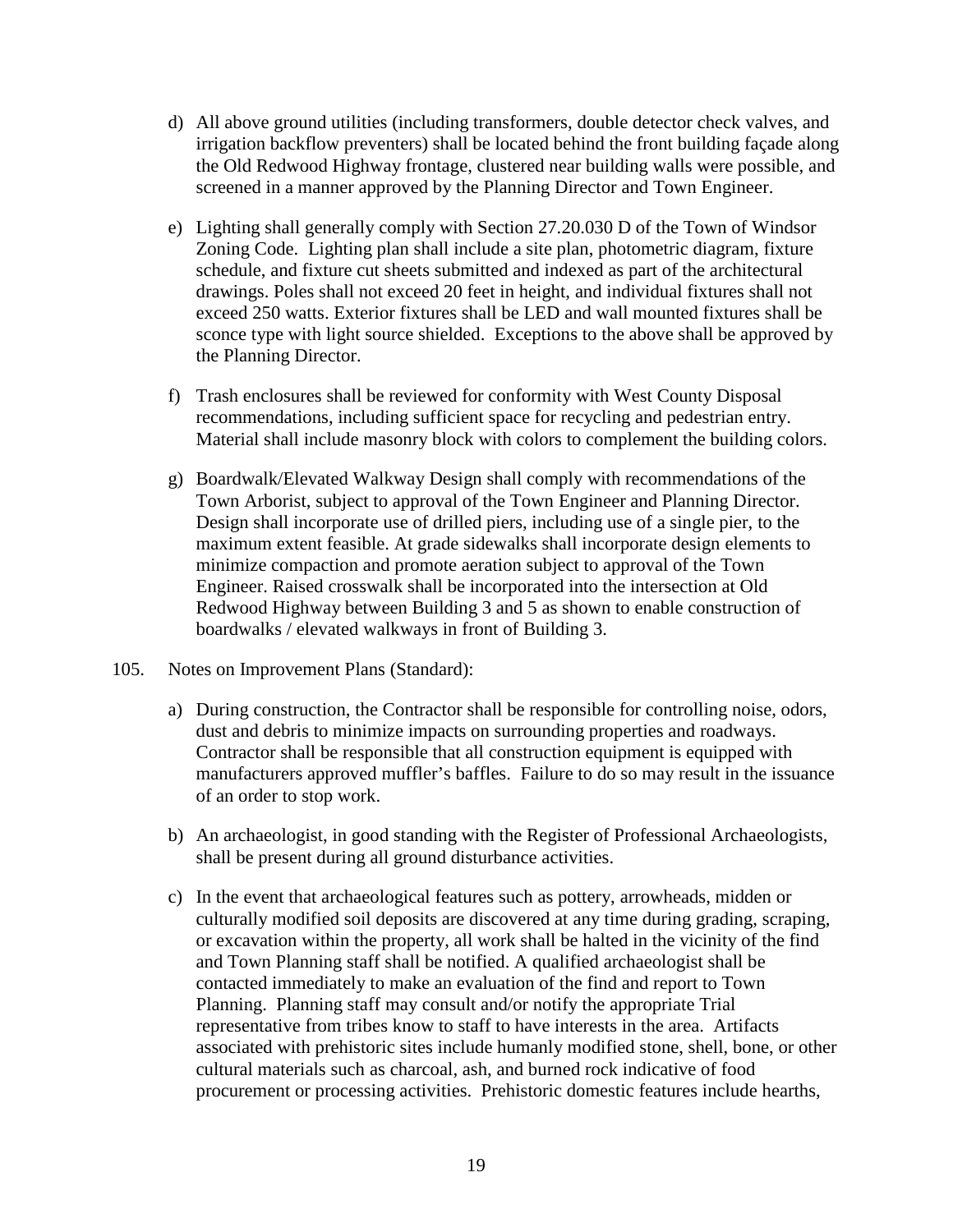d) All above ground utilities (including transformers, double detector check valves, and irrigation backflow preventers) shall be located behind the front building façade along the Old Redwood Highway frontage, clustered near building walls were possible, and screened in a manner approved by the Planning Director and Town Engineer.

e) Lighting shall generally comply with Section 27.20.030 D of the Town of Windsor Zoning Code. Lighting plan shall include a site plan, photometric diagram, fixture schedule, and fixture cut sheets submitted and indexed as part of the architectural drawings. Poles shall not exceed 20 feet in height, and individual fixtures shall not exceed 250 watts. Exterior fixtures shall be LED and wall mounted fixtures shall be sconce type with light source shielded. Exceptions to the above shall be approved by the Planning Director.

f) Trash enclosures shall be reviewed for conformity with West County Disposal recommendations, including sufficient space for recycling and pedestrian entry. Material shall include masonry block with colors to complement the building colors.

g) Boardwalk/Elevated Walkway Design shall comply with recommendations of the Town Arborist, subject to approval of the Town Engineer and Planning Director. Design shall incorporate use of drilled piers, including use of a single pier, to the maximum extent feasible. At grade sidewalks shall incorporate design elements to minimize compaction and promote aeration subject to approval of the Town Engineer. Raised crosswalk shall be incorporated into the intersection at Old Redwood Highway between Building 3 and 5 as shown to enable construction of boardwalks / elevated walkways in front of Building 3.

105. Notes on Improvement Plans (Standard):

a) During construction, the Contractor shall be responsible for controlling noise, odors, dust and debris to minimize impacts on surrounding properties and roadways. Contractor shall be responsible that all construction equipment is equipped with manufacturers approved muffler's baffles. Failure to do so may result in the issuance of an order to stop work.

b) An archaeologist, in good standing with the Register of Professional Archaeologists, shall be present during all ground disturbance activities.

c) In the event that archaeological features such as pottery, arrowheads, midden or culturally modified soil deposits are discovered at any time during grading, scraping, or excavation within the property, all work shall be halted in the vicinity of the find and Town Planning staff shall be notified. A qualified archaeologist shall be contacted immediately to make an evaluation of the find and report to Town Planning. Planning staff may consult and/or notify the appropriate Trial representative from tribes know to staff to have interests in the area. Artifacts associated with prehistoric sites include humanly modified stone, shell, bone, or other cultural materials such as charcoal, ash, and burned rock indicative of food procurement or processing activities. Prehistoric domestic features include hearths,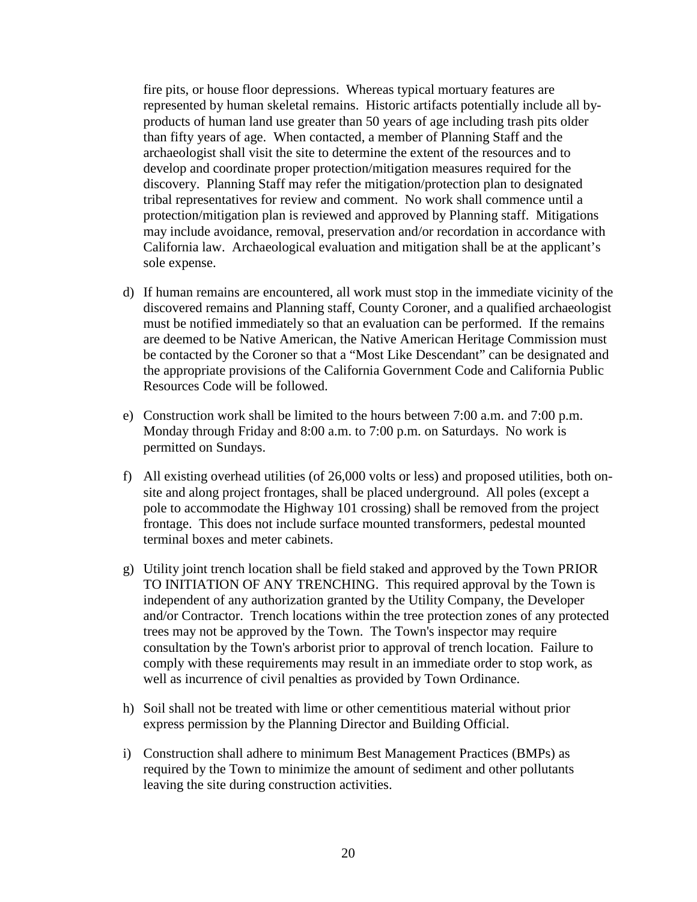fire pits, or house floor depressions. Whereas typical mortuary features are represented by human skeletal remains. Historic artifacts potentially include all by-products of human land use greater than 50 years of age including trash pits older than fifty years of age. When contacted, a member of Planning Staff and the archaeologist shall visit the site to determine the extent of the resources and to develop and coordinate proper protection/mitigation measures required for the discovery. Planning Staff may refer the mitigation/protection plan to designated tribal representatives for review and comment. No work shall commence until a protection/mitigation plan is reviewed and approved by Planning staff. Mitigations may include avoidance, removal, preservation and/or recordation in accordance with California law. Archaeological evaluation and mitigation shall be at the applicant's sole expense.

d) If human remains are encountered, all work must stop in the immediate vicinity of the discovered remains and Planning staff, County Coroner, and a qualified archaeologist must be notified immediately so that an evaluation can be performed. If the remains are deemed to be Native American, the Native American Heritage Commission must be contacted by the Coroner so that a "Most Like Descendant" can be designated and the appropriate provisions of the California Government Code and California Public Resources Code will be followed.

e) Construction work shall be limited to the hours between 7:00 a.m. and 7:00 p.m. Monday through Friday and 8:00 a.m. to 7:00 p.m. on Saturdays. No work is permitted on Sundays.

f) All existing overhead utilities (of 26,000 volts or less) and proposed utilities, both on-site and along project frontages, shall be placed underground. All poles (except a pole to accommodate the Highway 101 crossing) shall be removed from the project frontage. This does not include surface mounted transformers, pedestal mounted terminal boxes and meter cabinets.

g) Utility joint trench location shall be field staked and approved by the Town PRIOR TO INITIATION OF ANY TRENCHING. This required approval by the Town is independent of any authorization granted by the Utility Company, the Developer and/or Contractor. Trench locations within the tree protection zones of any protected trees may not be approved by the Town. The Town's inspector may require consultation by the Town's arborist prior to approval of trench location. Failure to comply with these requirements may result in an immediate order to stop work, as well as incurrence of civil penalties as provided by Town Ordinance.

h) Soil shall not be treated with lime or other cementitious material without prior express permission by the Planning Director and Building Official.

i) Construction shall adhere to minimum Best Management Practices (BMPs) as required by the Town to minimize the amount of sediment and other pollutants leaving the site during construction activities.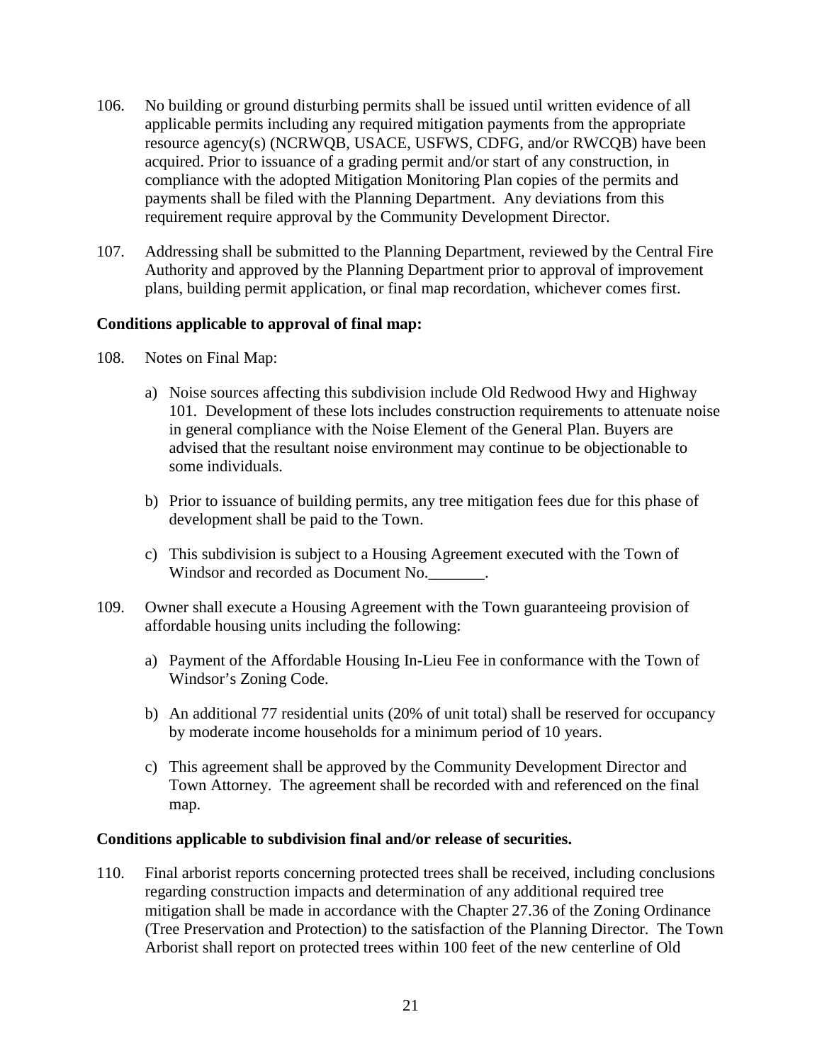106. No building or ground disturbing permits shall be issued until written evidence of all applicable permits including any required mitigation payments from the appropriate resource agency(s) (NCRWQB, USACE, USFWS, CDFG, and/or RWCQB) have been acquired. Prior to issuance of a grading permit and/or start of any construction, in compliance with the adopted Mitigation Monitoring Plan copies of the permits and payments shall be filed with the Planning Department. Any deviations from this requirement require approval by the Community Development Director.

107. Addressing shall be submitted to the Planning Department, reviewed by the Central Fire Authority and approved by the Planning Department prior to approval of improvement plans, building permit application, or final map recordation, whichever comes first.

**Conditions applicable to approval of final map:**

108. Notes on Final Map:

    a) Noise sources affecting this subdivision include Old Redwood Hwy and Highway 101. Development of these lots includes construction requirements to attenuate noise in general compliance with the Noise Element of the General Plan. Buyers are advised that the resultant noise environment may continue to be objectionable to some individuals.

    b) Prior to issuance of building permits, any tree mitigation fees due for this phase of development shall be paid to the Town.

    c) This subdivision is subject to a Housing Agreement executed with the Town of Windsor and recorded as Document No.\_\_\_\_\_\_\_.

109. Owner shall execute a Housing Agreement with the Town guaranteeing provision of affordable housing units including the following:

    a) Payment of the Affordable Housing In-Lieu Fee in conformance with the Town of Windsor's Zoning Code.

    b) An additional 77 residential units (20% of unit total) shall be reserved for occupancy by moderate income households for a minimum period of 10 years.

    c) This agreement shall be approved by the Community Development Director and Town Attorney. The agreement shall be recorded with and referenced on the final map.

**Conditions applicable to subdivision final and/or release of securities.**

110. Final arborist reports concerning protected trees shall be received, including conclusions regarding construction impacts and determination of any additional required tree mitigation shall be made in accordance with the Chapter 27.36 of the Zoning Ordinance (Tree Preservation and Protection) to the satisfaction of the Planning Director. The Town Arborist shall report on protected trees within 100 feet of the new centerline of Old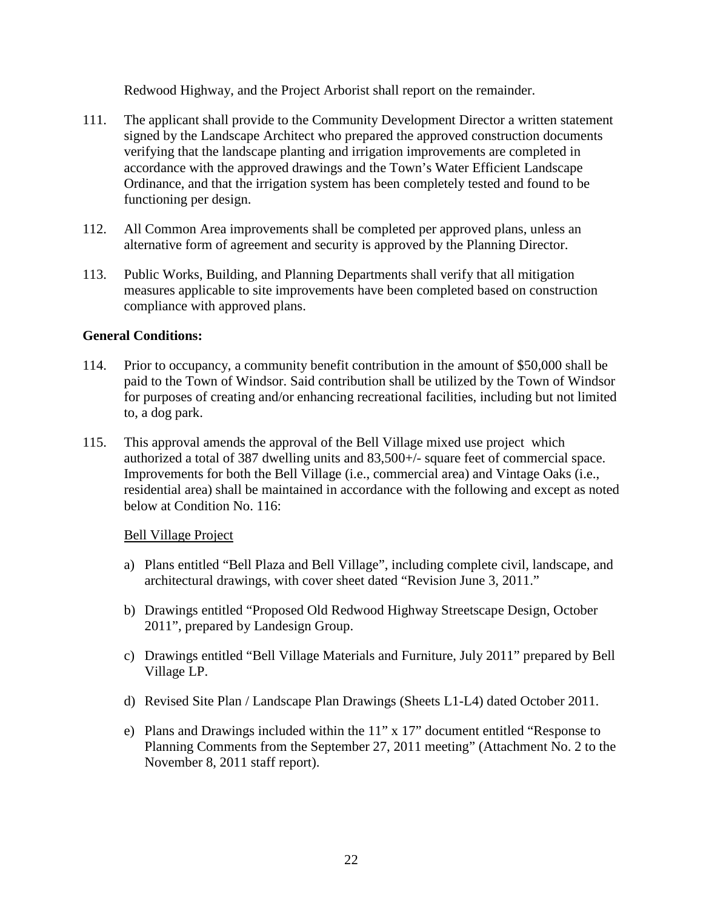Redwood Highway, and the Project Arborist shall report on the remainder.

111. The applicant shall provide to the Community Development Director a written statement signed by the Landscape Architect who prepared the approved construction documents verifying that the landscape planting and irrigation improvements are completed in accordance with the approved drawings and the Town's Water Efficient Landscape Ordinance, and that the irrigation system has been completely tested and found to be functioning per design.

112. All Common Area improvements shall be completed per approved plans, unless an alternative form of agreement and security is approved by the Planning Director.

113. Public Works, Building, and Planning Departments shall verify that all mitigation measures applicable to site improvements have been completed based on construction compliance with approved plans.

**General Conditions:**

114. Prior to occupancy, a community benefit contribution in the amount of $50,000 shall be paid to the Town of Windsor. Said contribution shall be utilized by the Town of Windsor for purposes of creating and/or enhancing recreational facilities, including but not limited to, a dog park.

115. This approval amends the approval of the Bell Village mixed use project which authorized a total of 387 dwelling units and 83,500+/- square feet of commercial space. Improvements for both the Bell Village (i.e., commercial area) and Vintage Oaks (i.e., residential area) shall be maintained in accordance with the following and except as noted below at Condition No. 116:

<u>Bell Village Project</u>

a) Plans entitled "Bell Plaza and Bell Village", including complete civil, landscape, and architectural drawings, with cover sheet dated "Revision June 3, 2011."

b) Drawings entitled "Proposed Old Redwood Highway Streetscape Design, October 2011", prepared by Landesign Group.

c) Drawings entitled "Bell Village Materials and Furniture, July 2011" prepared by Bell Village LP.

d) Revised Site Plan / Landscape Plan Drawings (Sheets L1-L4) dated October 2011.

e) Plans and Drawings included within the 11" x 17" document entitled "Response to Planning Comments from the September 27, 2011 meeting" (Attachment No. 2 to the November 8, 2011 staff report).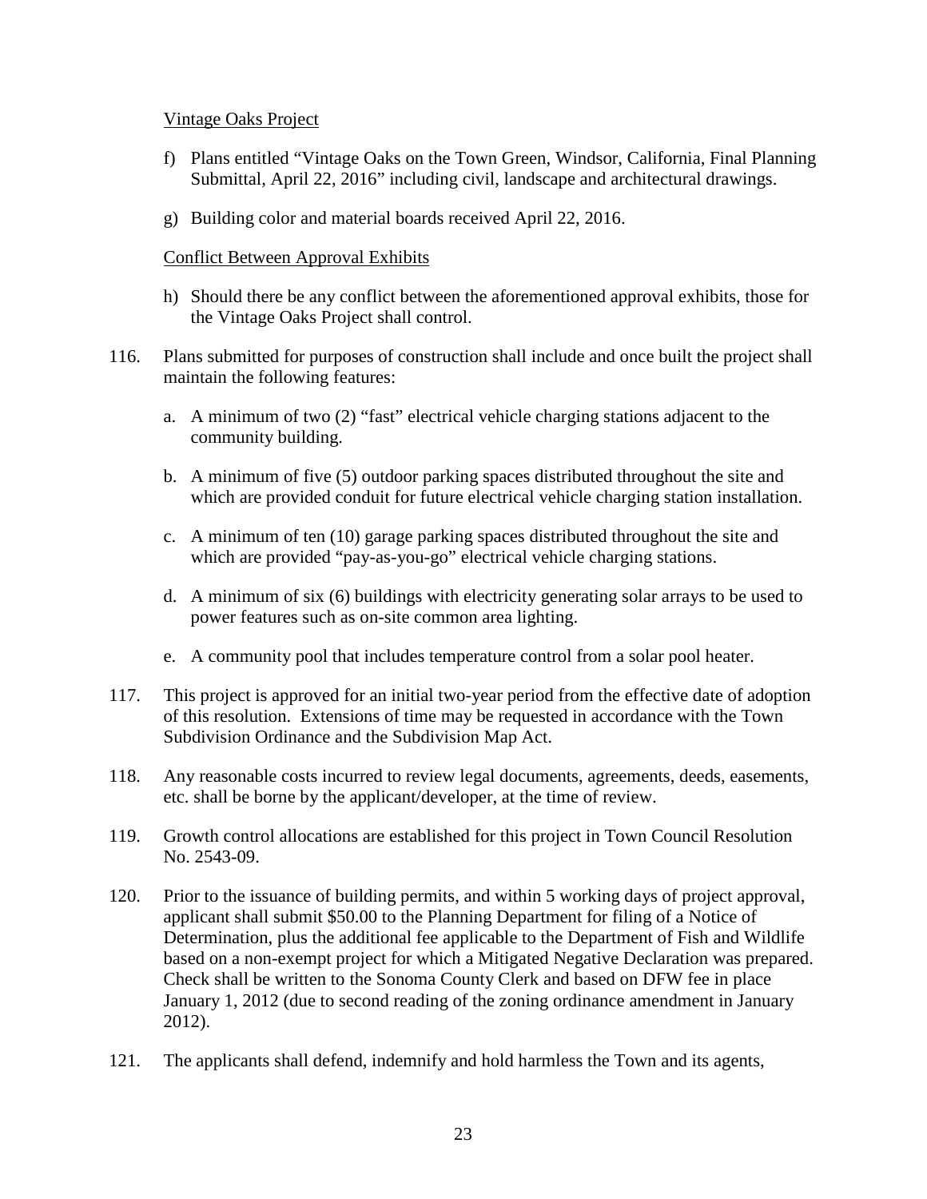Vintage Oaks Project

f) Plans entitled "Vintage Oaks on the Town Green, Windsor, California, Final Planning Submittal, April 22, 2016" including civil, landscape and architectural drawings.

g) Building color and material boards received April 22, 2016.

Conflict Between Approval Exhibits

h) Should there be any conflict between the aforementioned approval exhibits, those for the Vintage Oaks Project shall control.

116. Plans submitted for purposes of construction shall include and once built the project shall maintain the following features:

   a. A minimum of two (2) "fast" electrical vehicle charging stations adjacent to the community building.

   b. A minimum of five (5) outdoor parking spaces distributed throughout the site and which are provided conduit for future electrical vehicle charging station installation.

   c. A minimum of ten (10) garage parking spaces distributed throughout the site and which are provided "pay-as-you-go" electrical vehicle charging stations.

   d. A minimum of six (6) buildings with electricity generating solar arrays to be used to power features such as on-site common area lighting.

   e. A community pool that includes temperature control from a solar pool heater.

117. This project is approved for an initial two-year period from the effective date of adoption of this resolution. Extensions of time may be requested in accordance with the Town Subdivision Ordinance and the Subdivision Map Act.

118. Any reasonable costs incurred to review legal documents, agreements, deeds, easements, etc. shall be borne by the applicant/developer, at the time of review.

119. Growth control allocations are established for this project in Town Council Resolution No. 2543-09.

120. Prior to the issuance of building permits, and within 5 working days of project approval, applicant shall submit $50.00 to the Planning Department for filing of a Notice of Determination, plus the additional fee applicable to the Department of Fish and Wildlife based on a non-exempt project for which a Mitigated Negative Declaration was prepared. Check shall be written to the Sonoma County Clerk and based on DFW fee in place January 1, 2012 (due to second reading of the zoning ordinance amendment in January 2012).

121. The applicants shall defend, indemnify and hold harmless the Town and its agents,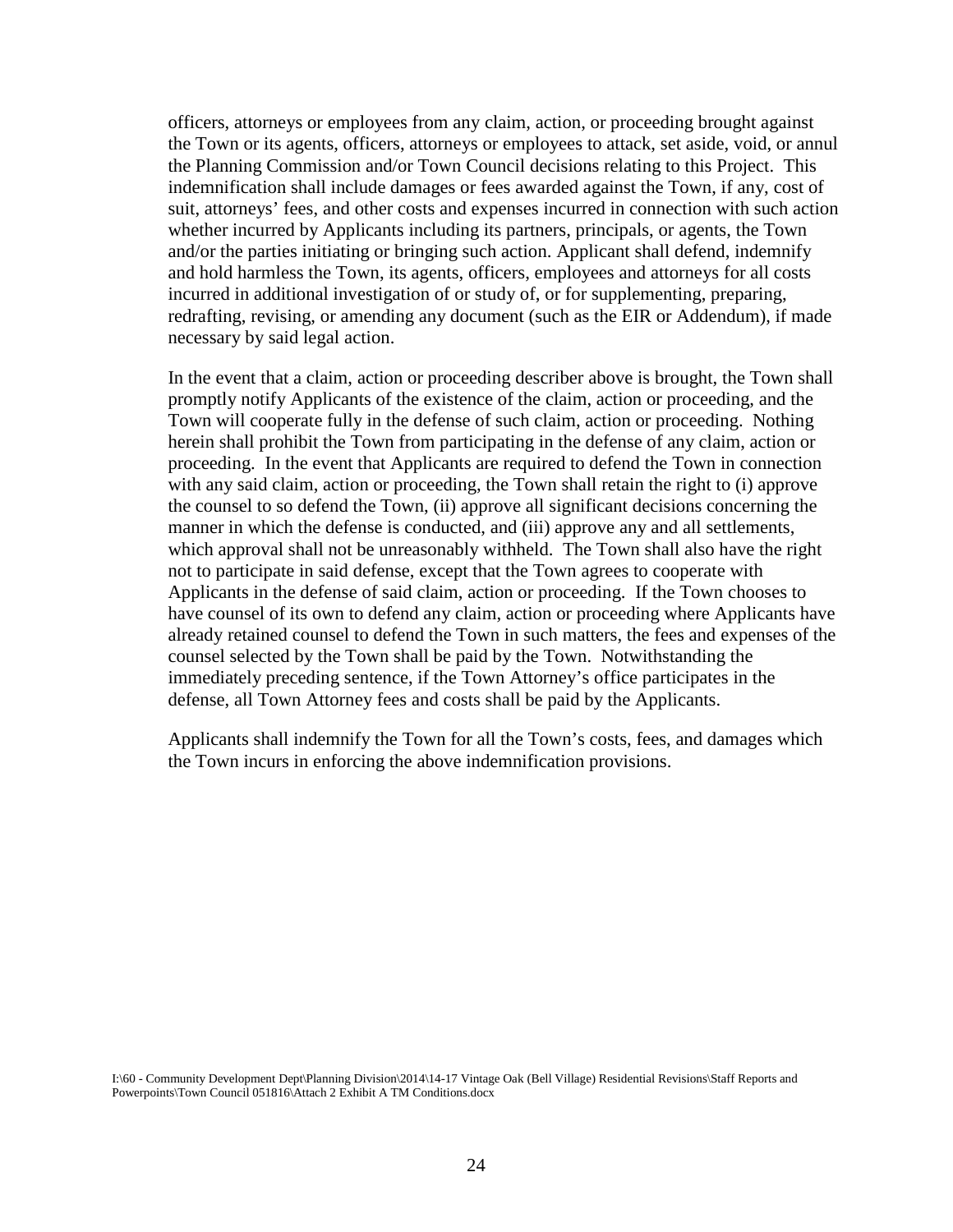officers, attorneys or employees from any claim, action, or proceeding brought against the Town or its agents, officers, attorneys or employees to attack, set aside, void, or annul the Planning Commission and/or Town Council decisions relating to this Project. This indemnification shall include damages or fees awarded against the Town, if any, cost of suit, attorneys' fees, and other costs and expenses incurred in connection with such action whether incurred by Applicants including its partners, principals, or agents, the Town and/or the parties initiating or bringing such action. Applicant shall defend, indemnify and hold harmless the Town, its agents, officers, employees and attorneys for all costs incurred in additional investigation of or study of, or for supplementing, preparing, redrafting, revising, or amending any document (such as the EIR or Addendum), if made necessary by said legal action.

In the event that a claim, action or proceeding describer above is brought, the Town shall promptly notify Applicants of the existence of the claim, action or proceeding, and the Town will cooperate fully in the defense of such claim, action or proceeding. Nothing herein shall prohibit the Town from participating in the defense of any claim, action or proceeding. In the event that Applicants are required to defend the Town in connection with any said claim, action or proceeding, the Town shall retain the right to (i) approve the counsel to so defend the Town, (ii) approve all significant decisions concerning the manner in which the defense is conducted, and (iii) approve any and all settlements, which approval shall not be unreasonably withheld. The Town shall also have the right not to participate in said defense, except that the Town agrees to cooperate with Applicants in the defense of said claim, action or proceeding. If the Town chooses to have counsel of its own to defend any claim, action or proceeding where Applicants have already retained counsel to defend the Town in such matters, the fees and expenses of the counsel selected by the Town shall be paid by the Town. Notwithstanding the immediately preceding sentence, if the Town Attorney's office participates in the defense, all Town Attorney fees and costs shall be paid by the Applicants.

Applicants shall indemnify the Town for all the Town's costs, fees, and damages which the Town incurs in enforcing the above indemnification provisions.

I:\60 - Community Development Dept\Planning Division\2014\14-17 Vintage Oak (Bell Village) Residential Revisions\Staff Reports and Powerpoints\Town Council 051816\Attach 2 Exhibit A TM Conditions.docx